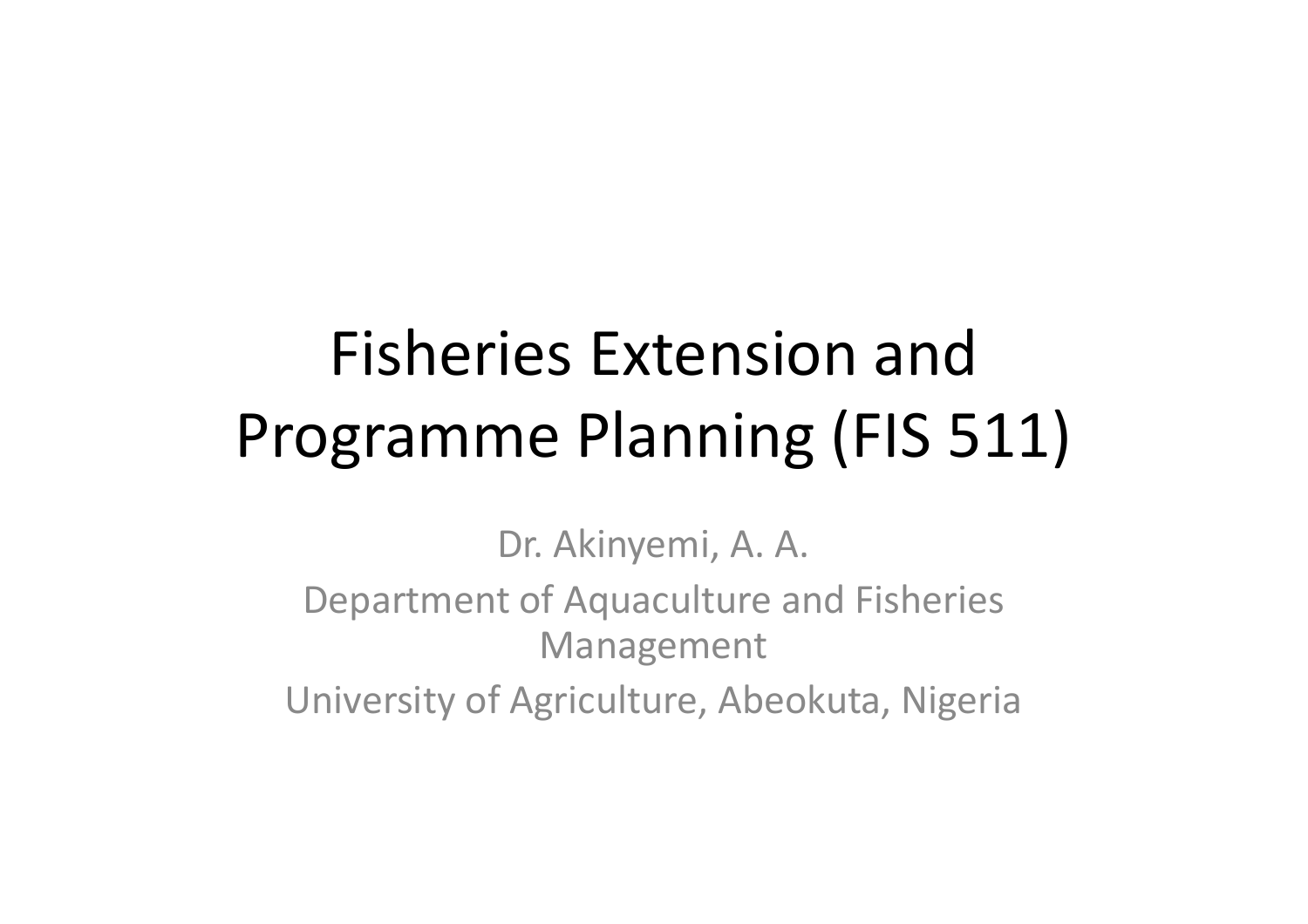# Fisheries Extension and Programme Planning (FIS 511)

Dr. Akinyemi, A. A.

Department of Aquaculture and Fisheries Management

University of Agriculture, Abeokuta, Nigeria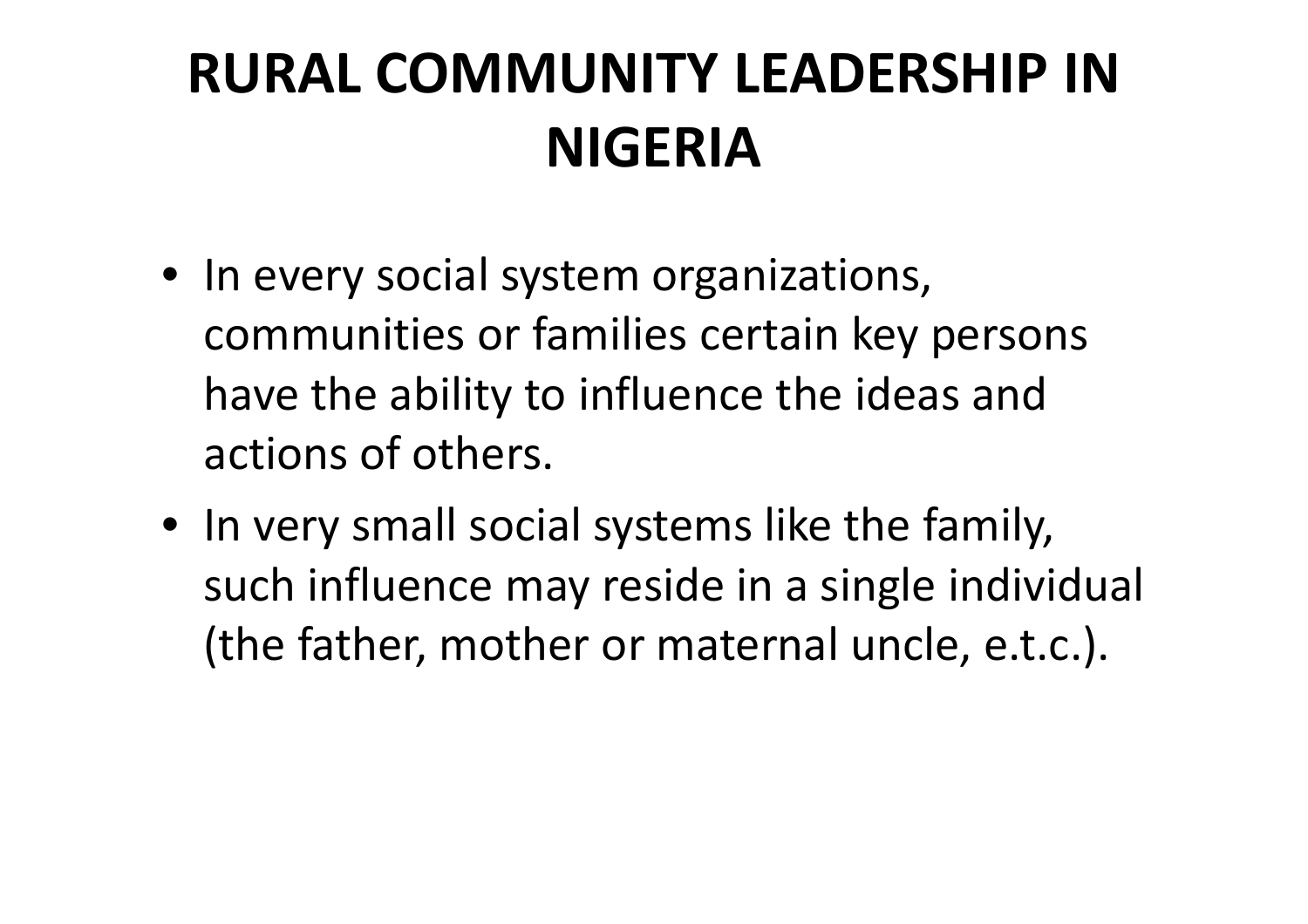# RURAL COMMUNITY LEADERSHIP IN NIGERIA

- In every social system organizations, communities or families certain key persons have the ability to influence the ideas and actions of others.
- In very small social systems like the family, such influence may reside in a single individual (the father, mother or maternal uncle, e.t.c.).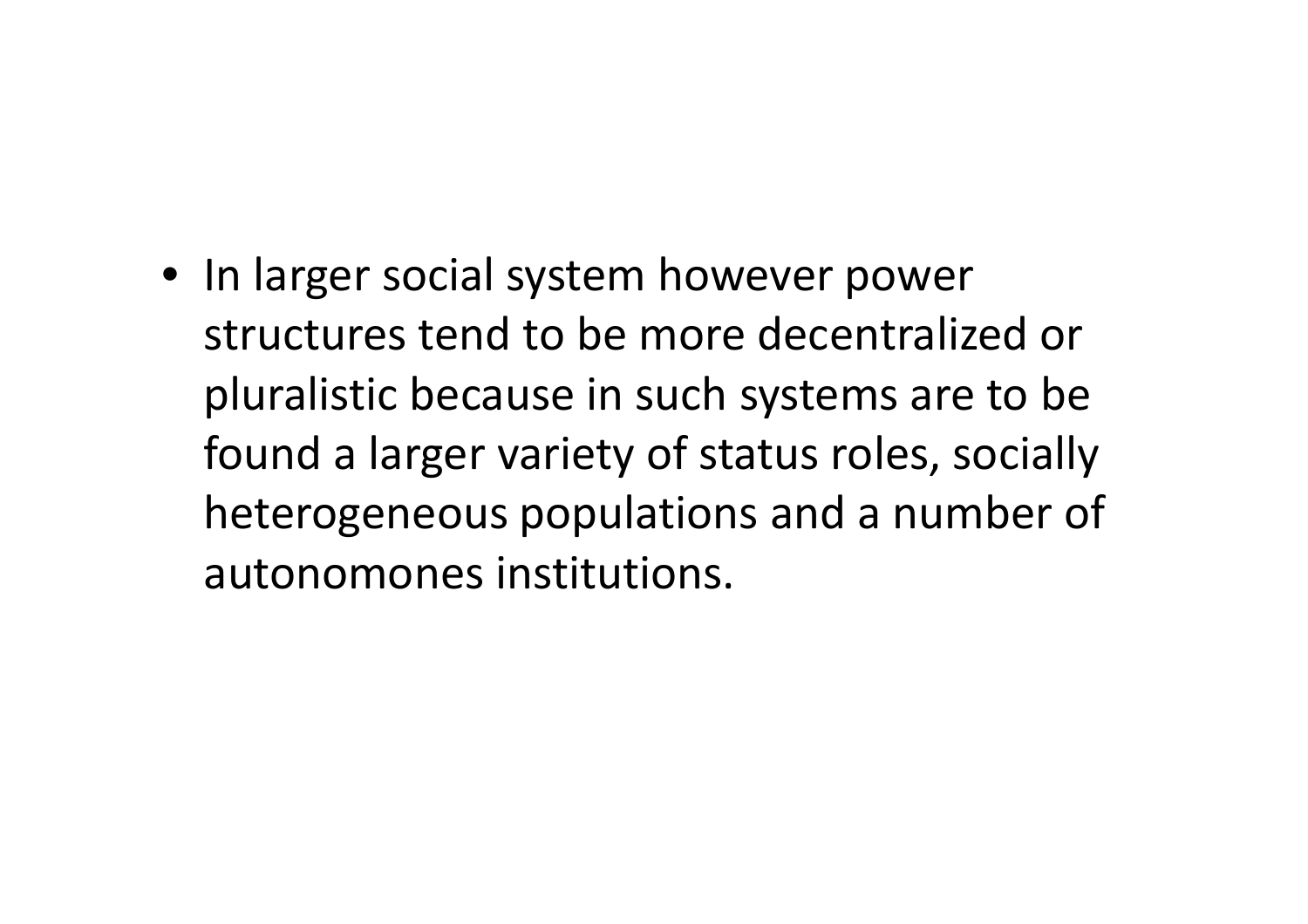- In larger social system however power structures tend to be more decentralized or pluralistic because in such systems are to be found a larger variety of status roles, socially heterogeneous populations and a number of autonomones institutions.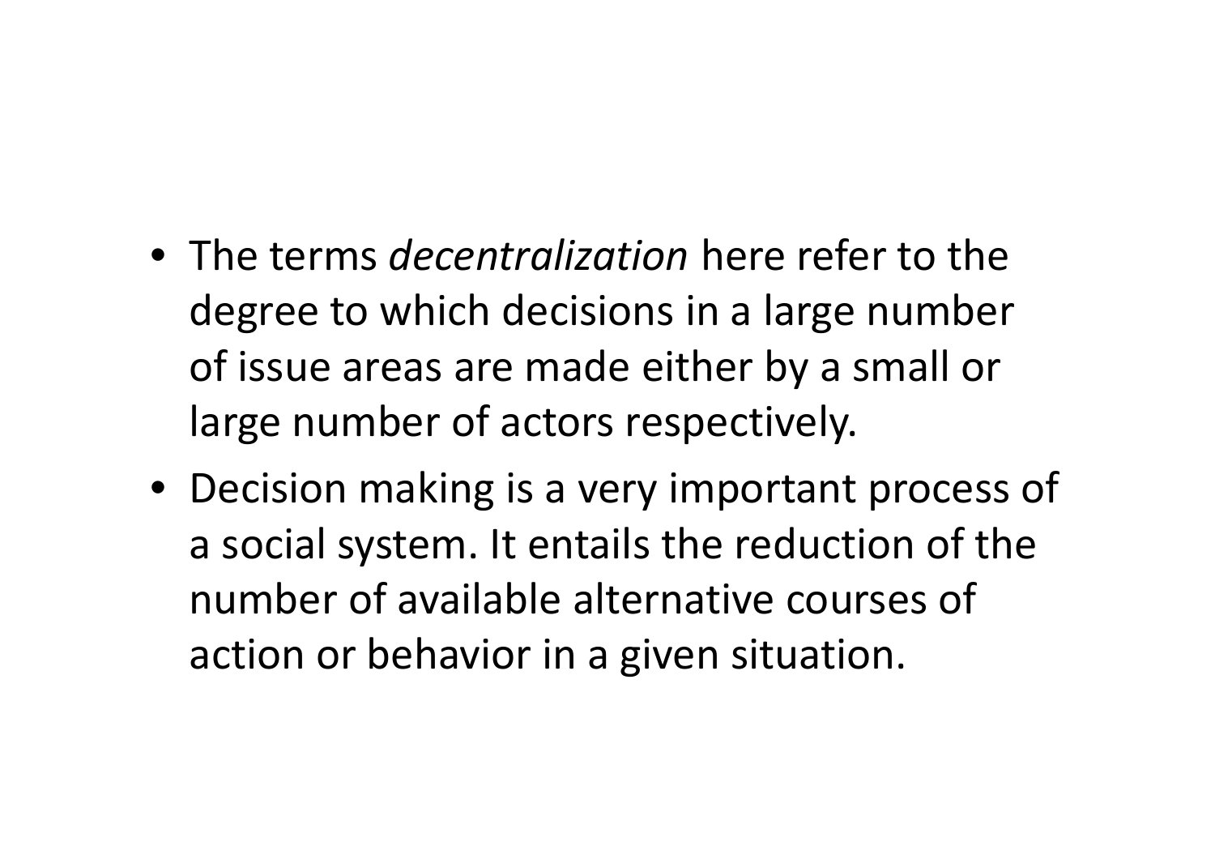- The terms *decentralization* here refer to the degree to which decisions in a large number of issue areas are made either by a small or large number of actors respectively.
- Decision making is a very important process of a social system. It entails the reduction of the number of available alternative courses of action or behavior in a given situation.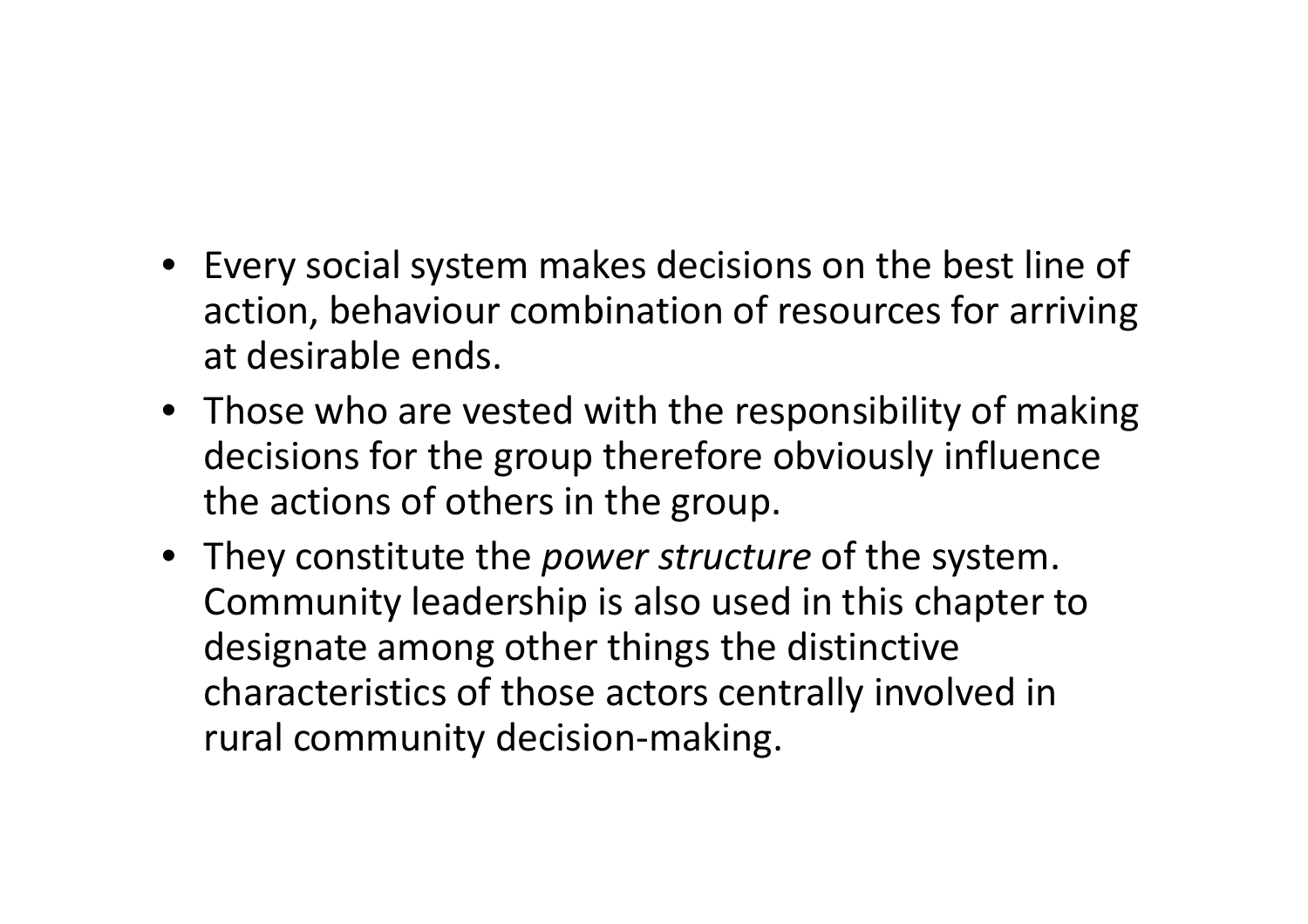- Every social system makes decisions on the best line of action, behaviour combination of resources for arriving at desirable ends.
- Those who are vested with the responsibility of making decisions for the group therefore obviously influence the actions of others in the group.
- They constitute the *power structure* of the system. Community leadership is also used in this chapter to designate among other things the distinctive characteristics of those actors centrally involved in rural community decision-making.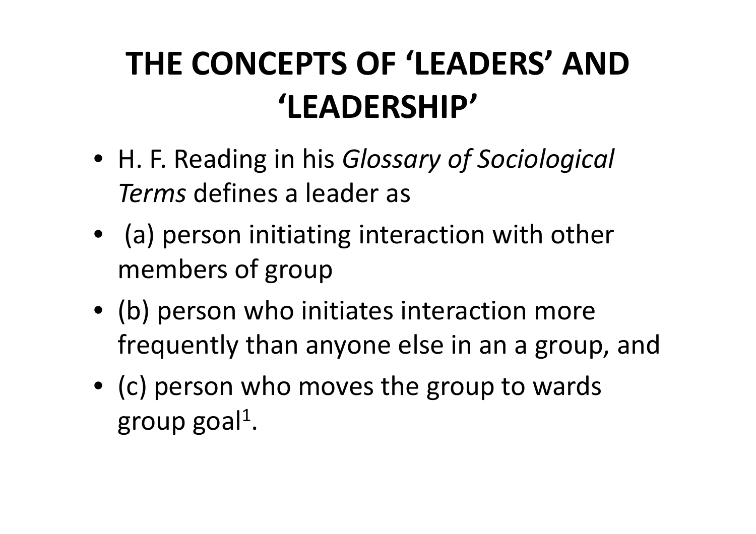# THE CONCEPTS OF 'LEADERS' AND 'LEADERSHIP'

- H. F. Reading in his *Glossary of Sociological Terms* defines a leader as
- (a) person initiating interaction with other members of group
- (b) person who initiates interaction more frequently than anyone else in an a group, and
- (c) person who moves the group to wards group goal[1].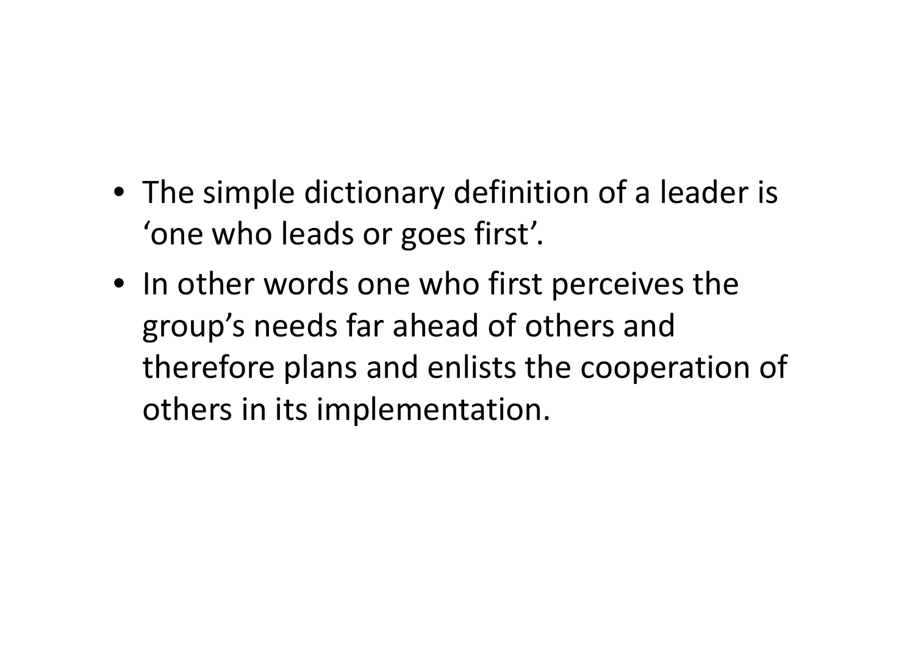- The simple dictionary definition of a leader is ‘one who leads or goes first’.
- In other words one who first perceives the group’s needs far ahead of others and therefore plans and enlists the cooperation of others in its implementation.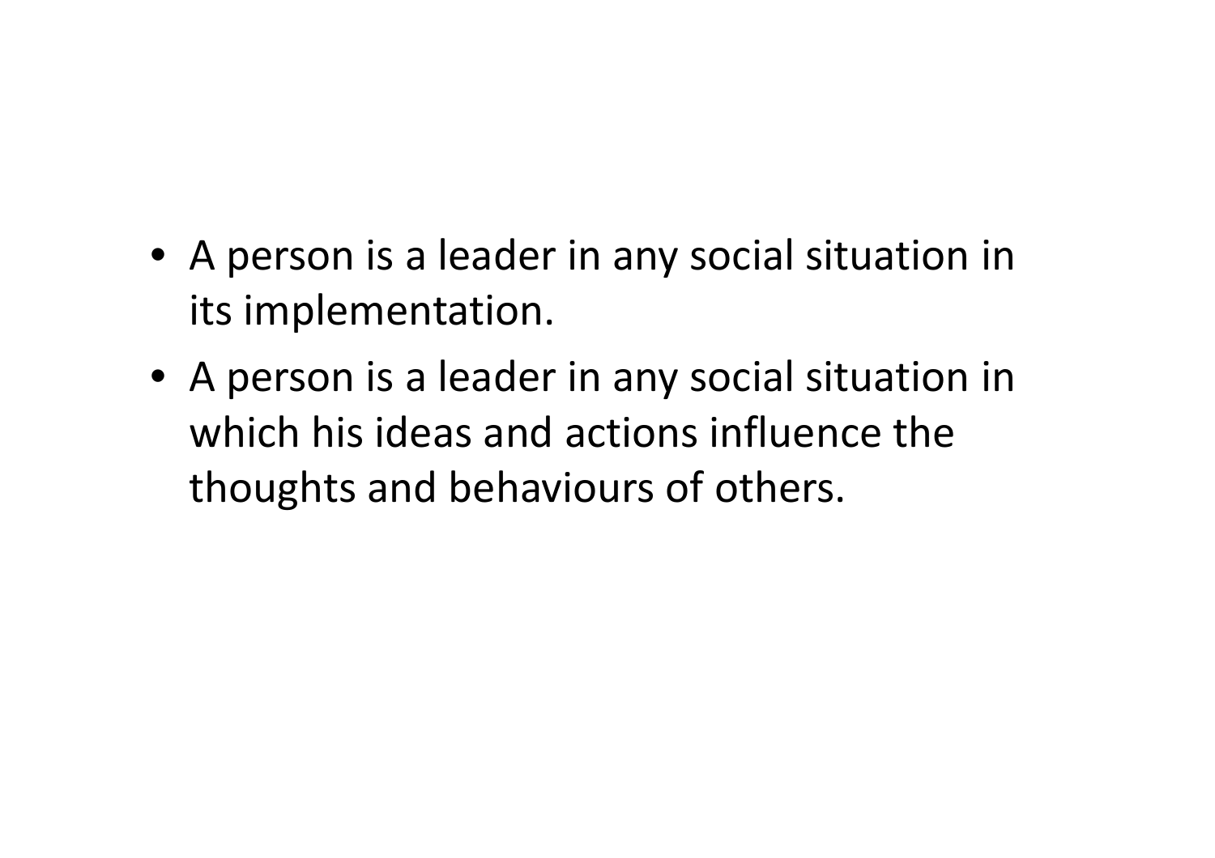- A person is a leader in any social situation in its implementation.
- A person is a leader in any social situation in which his ideas and actions influence the thoughts and behaviours of others.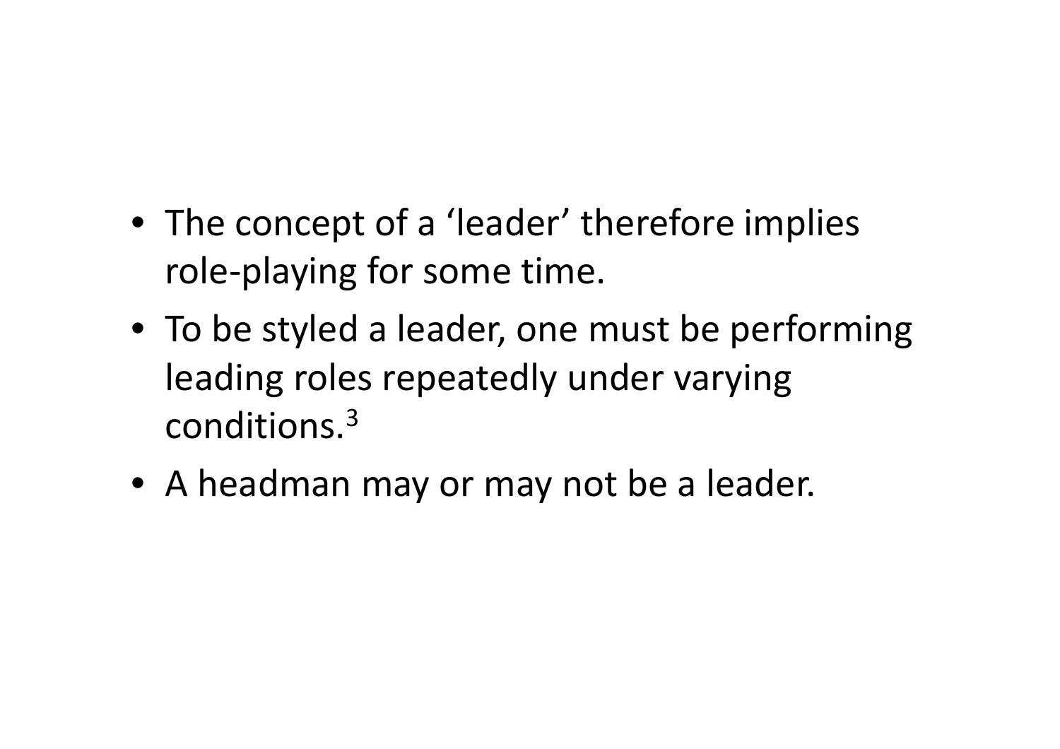- The concept of a 'leader' therefore implies role-playing for some time.
- To be styled a leader, one must be performing leading roles repeatedly under varying conditions.[3]
- A headman may or may not be a leader.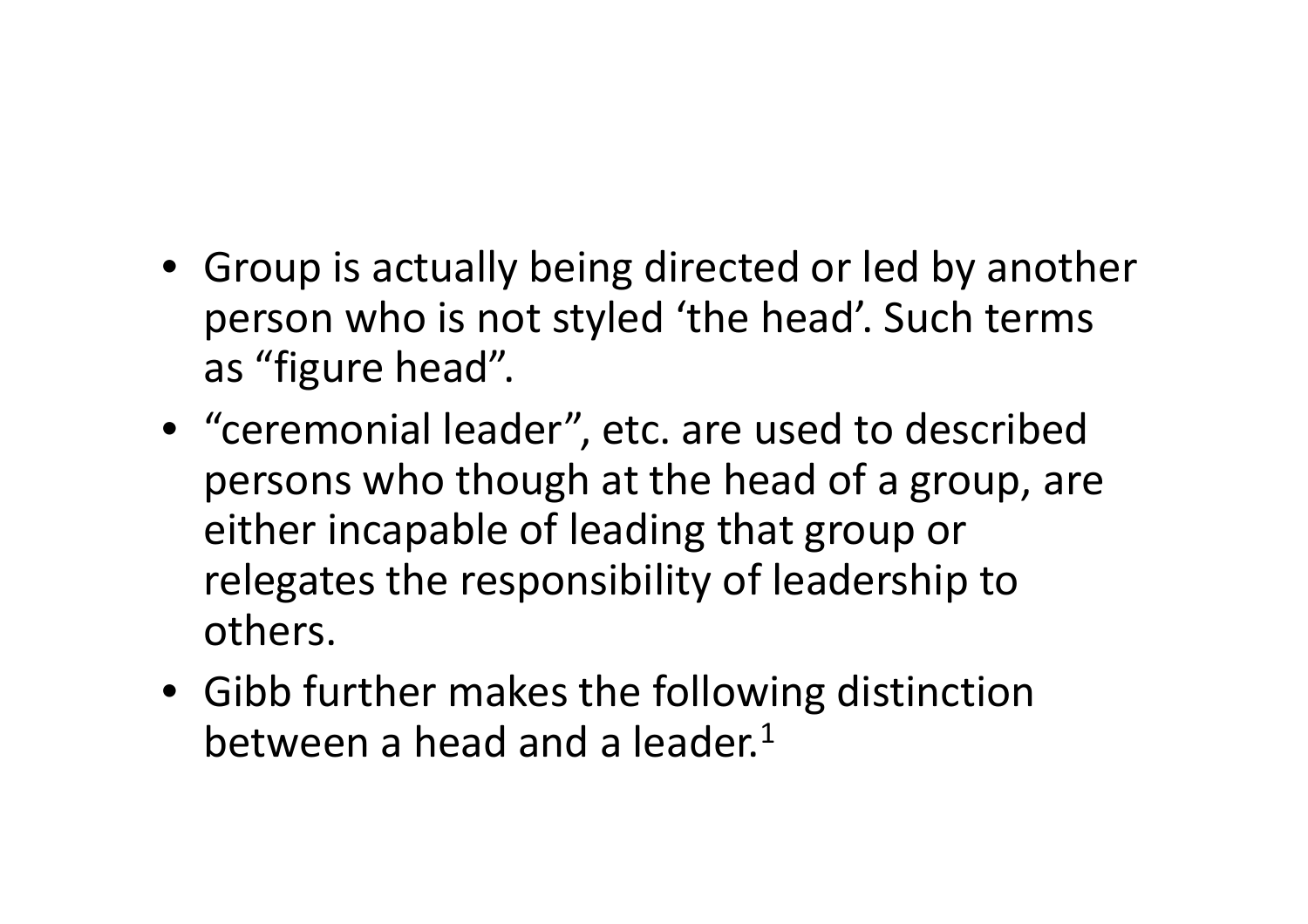- Group is actually being directed or led by another person who is not styled ‘the head’. Such terms as “figure head”.
- “ceremonial leader”, etc. are used to described persons who though at the head of a group, are either incapable of leading that group or relegates the responsibility of leadership to others.
- Gibb further makes the following distinction between a head and a leader.[1]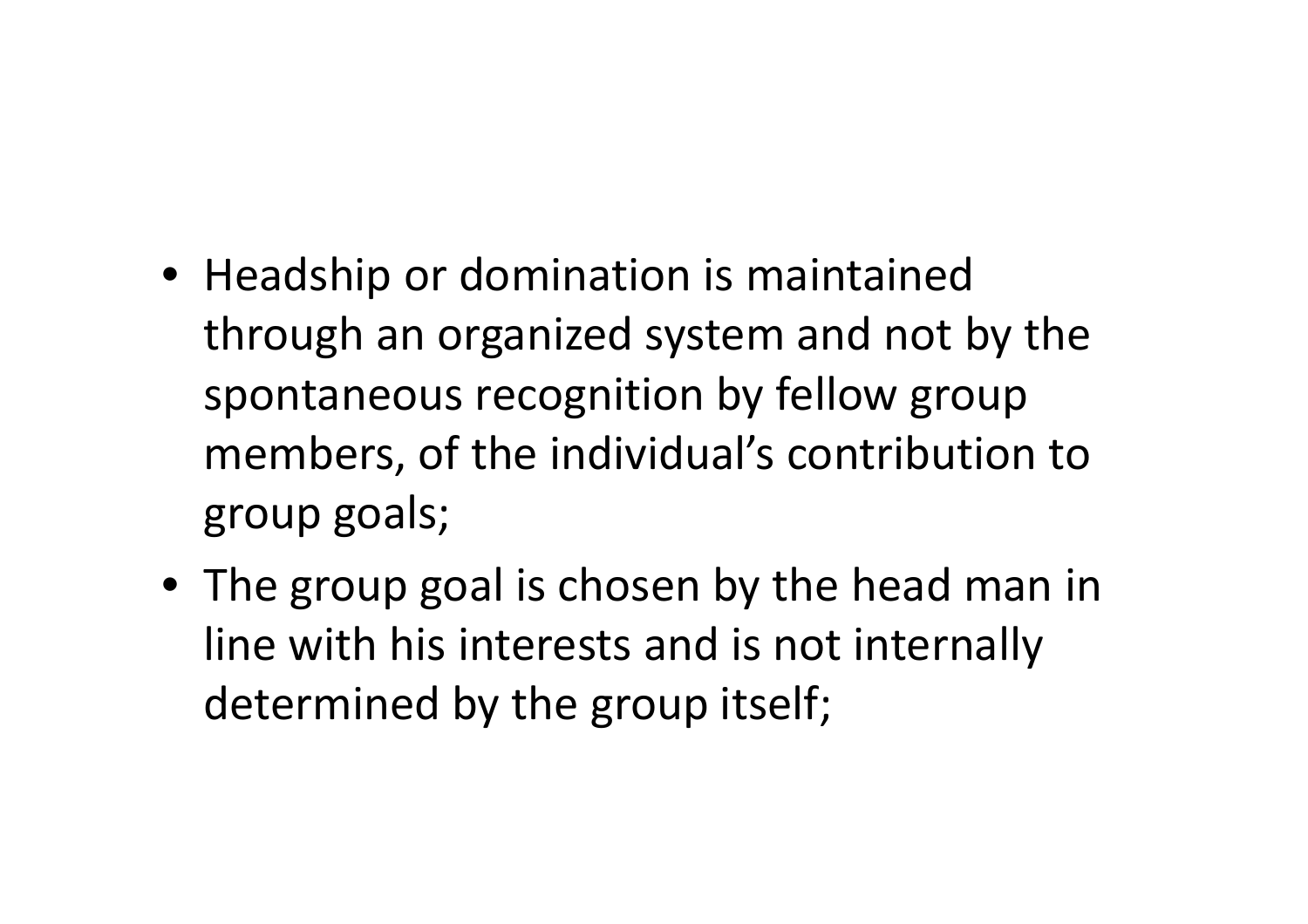- Headship or domination is maintained through an organized system and not by the spontaneous recognition by fellow group members, of the individual's contribution to group goals;
- The group goal is chosen by the head man in line with his interests and is not internally determined by the group itself;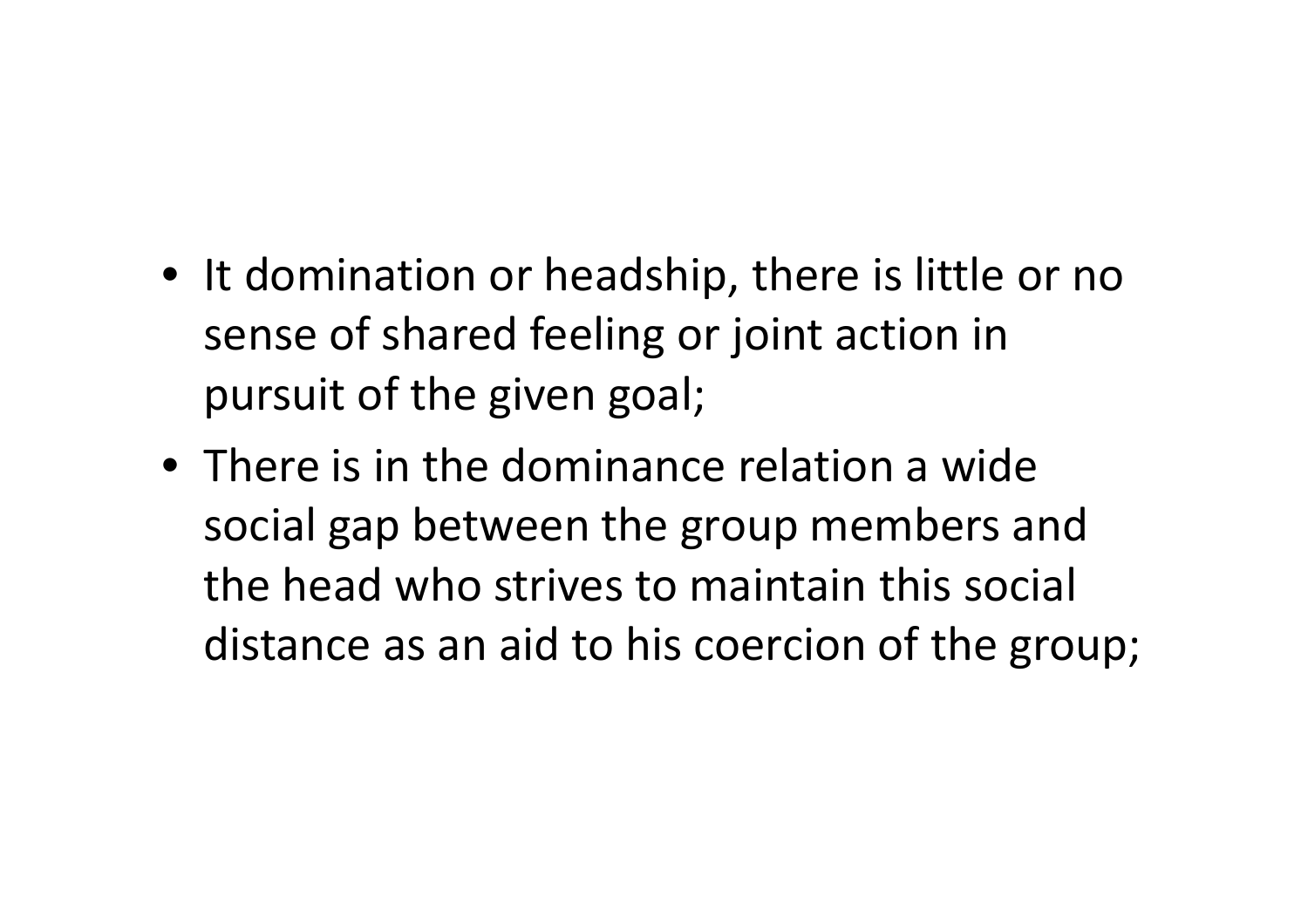- It domination or headship, there is little or no sense of shared feeling or joint action in pursuit of the given goal;
- There is in the dominance relation a wide social gap between the group members and the head who strives to maintain this social distance as an aid to his coercion of the group;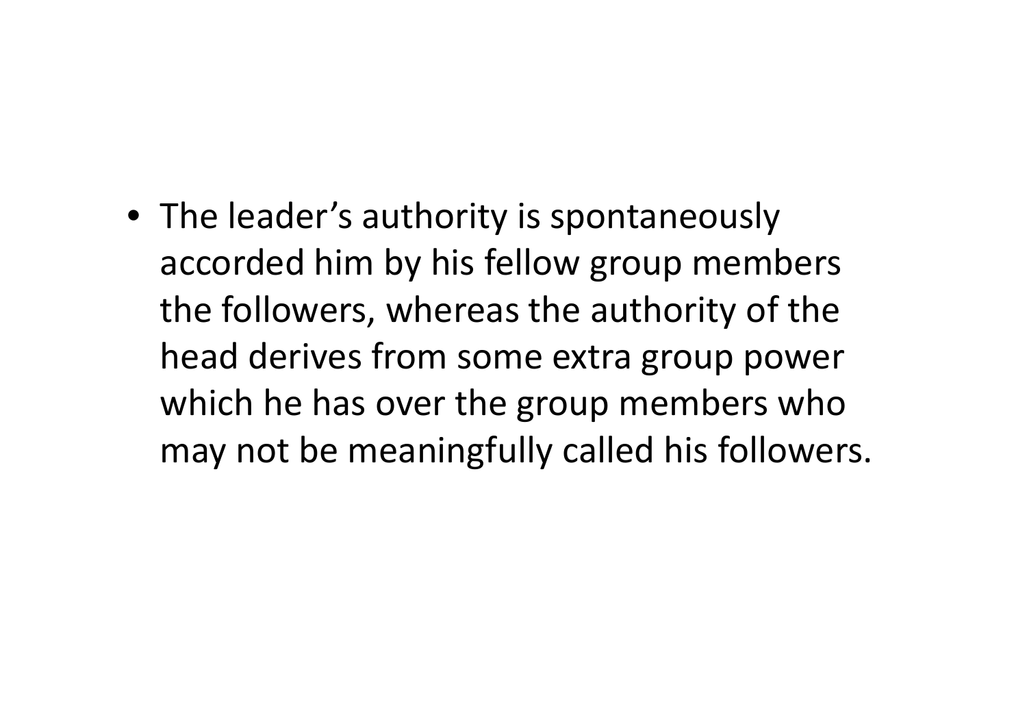- The leader’s authority is spontaneously accorded him by his fellow group members the followers, whereas the authority of the head derives from some extra group power which he has over the group members who may not be meaningfully called his followers.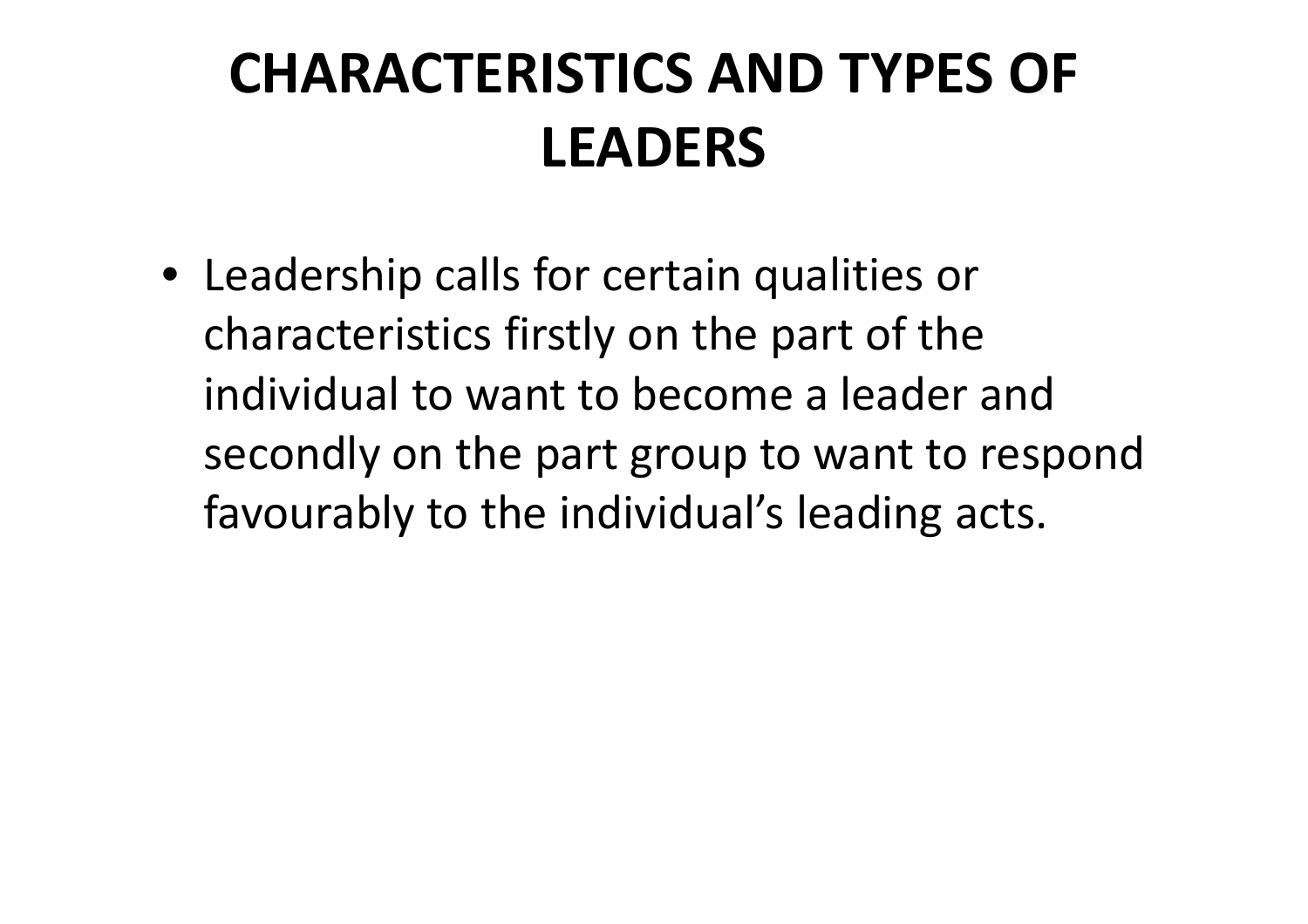# CHARACTERISTICS AND TYPES OF LEADERS

- Leadership calls for certain qualities or characteristics firstly on the part of the individual to want to become a leader and secondly on the part group to want to respond favourably to the individual's leading acts.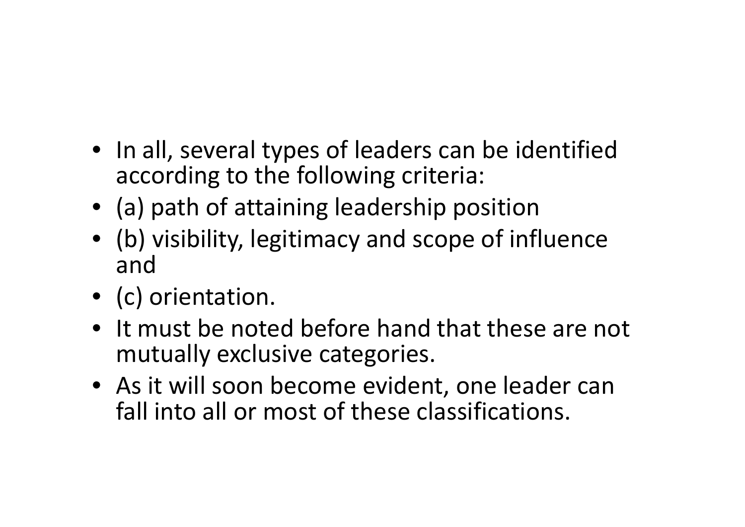- In all, several types of leaders can be identified according to the following criteria:
- (a) path of attaining leadership position
- (b) visibility, legitimacy and scope of influence and
- (c) orientation.
- It must be noted before hand that these are not mutually exclusive categories.
- As it will soon become evident, one leader can fall into all or most of these classifications.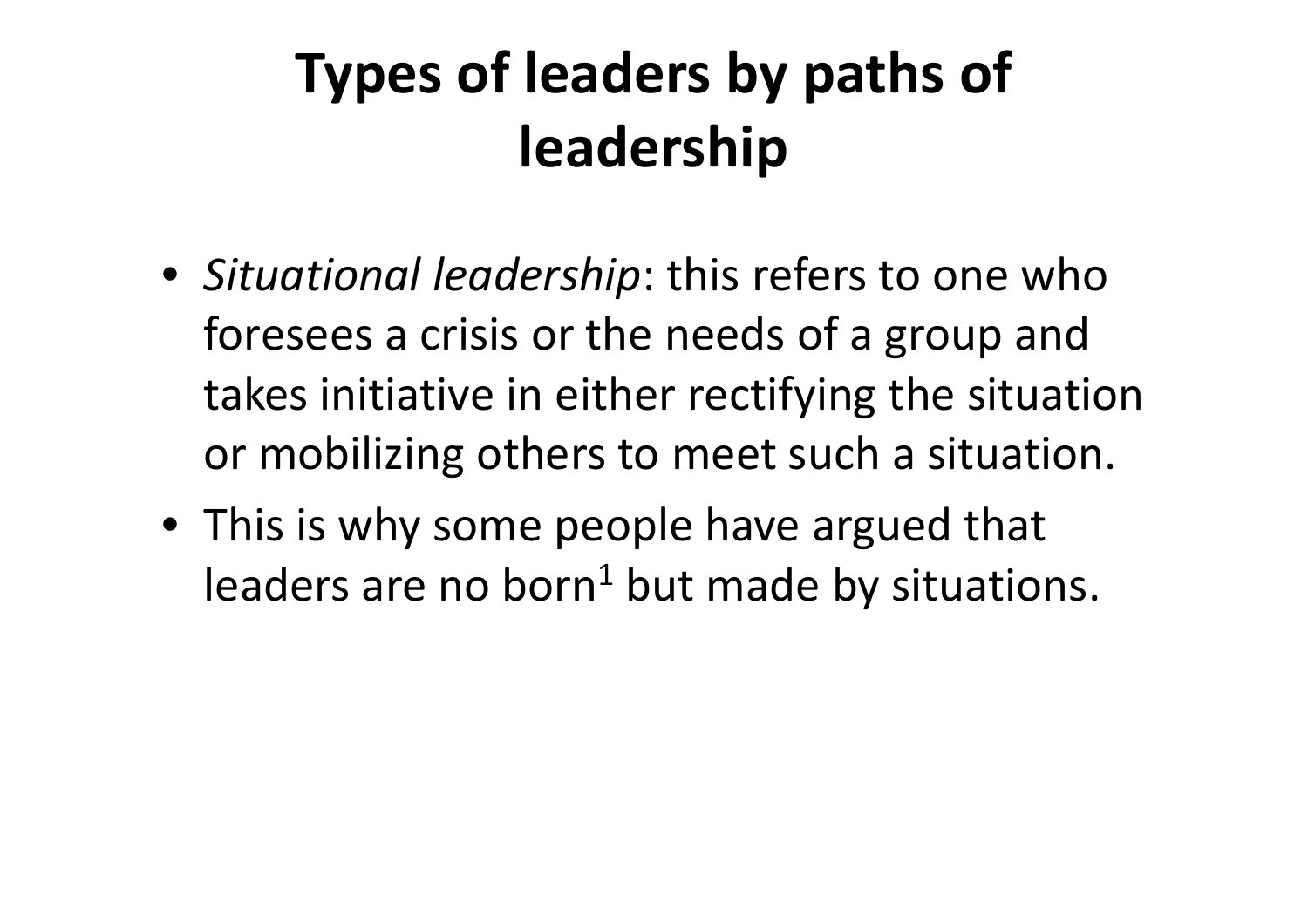# Types of leaders by paths of leadership

- *Situational leadership*: this refers to one who foresees a crisis or the needs of a group and takes initiative in either rectifying the situation or mobilizing others to meet such a situation.
- This is why some people have argued that leaders are no born[1] but made by situations.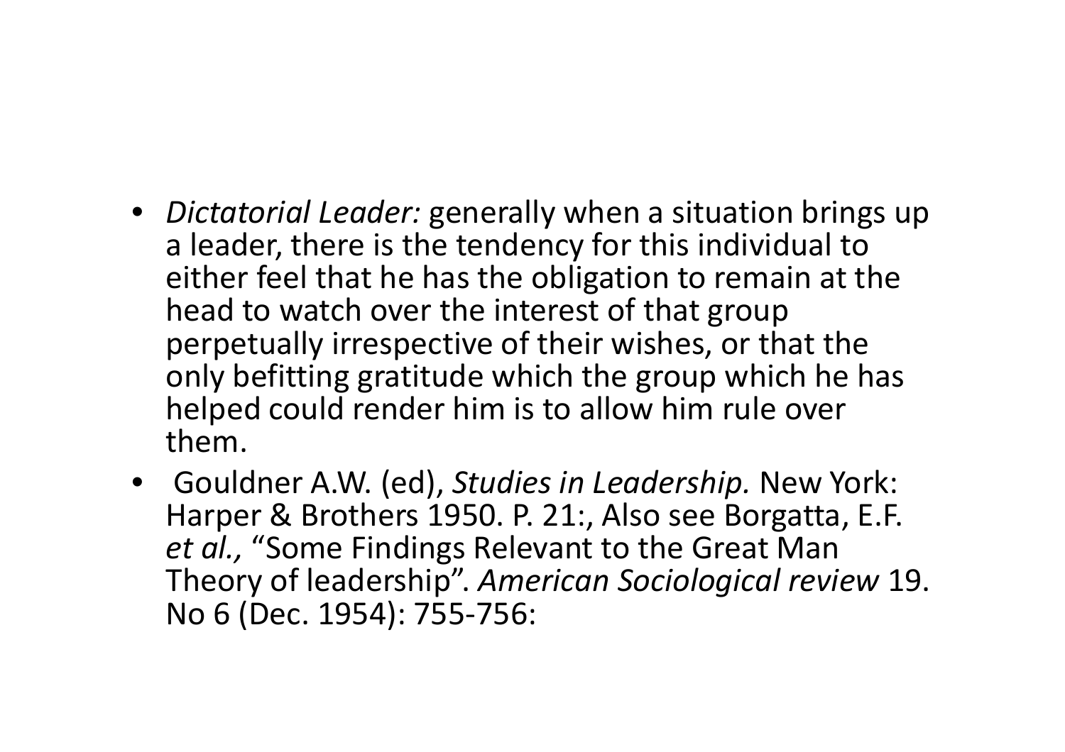- *Dictatorial Leader:* generally when a situation brings up a leader, there is the tendency for this individual to either feel that he has the obligation to remain at the head to watch over the interest of that group perpetually irrespective of their wishes, or that the only befitting gratitude which the group which he has helped could render him is to allow him rule over them.
- Gouldner A.W. (ed), *Studies in Leadership.* New York: Harper & Brothers 1950. P. 21:, Also see Borgatta, E.F. *et al.,* "Some Findings Relevant to the Great Man Theory of leadership". *American Sociological review* 19. No 6 (Dec. 1954): 755-756: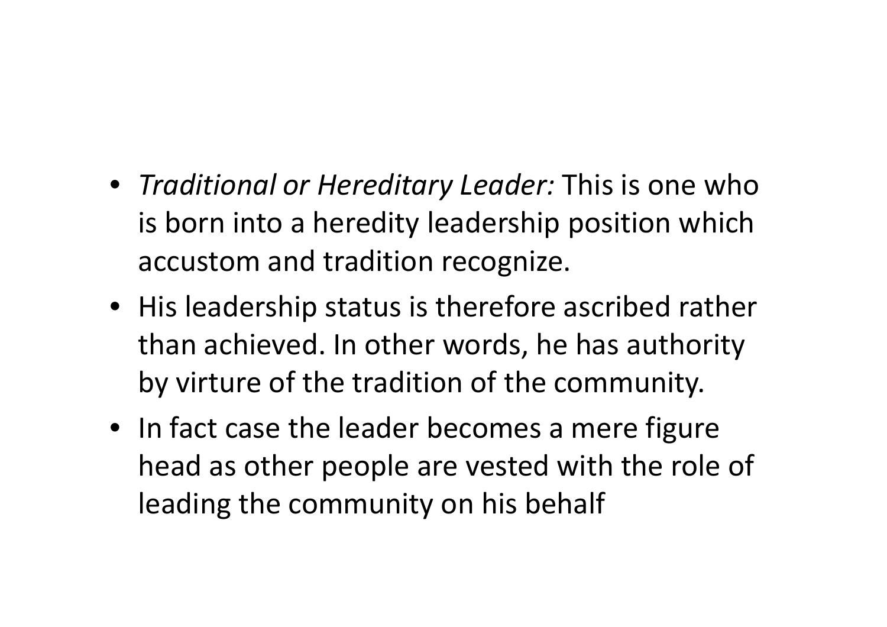- *Traditional or Hereditary Leader:* This is one who is born into a heredity leadership position which accustom and tradition recognize.
- His leadership status is therefore ascribed rather than achieved. In other words, he has authority by virture of the tradition of the community.
- In fact case the leader becomes a mere figure head as other people are vested with the role of leading the community on his behalf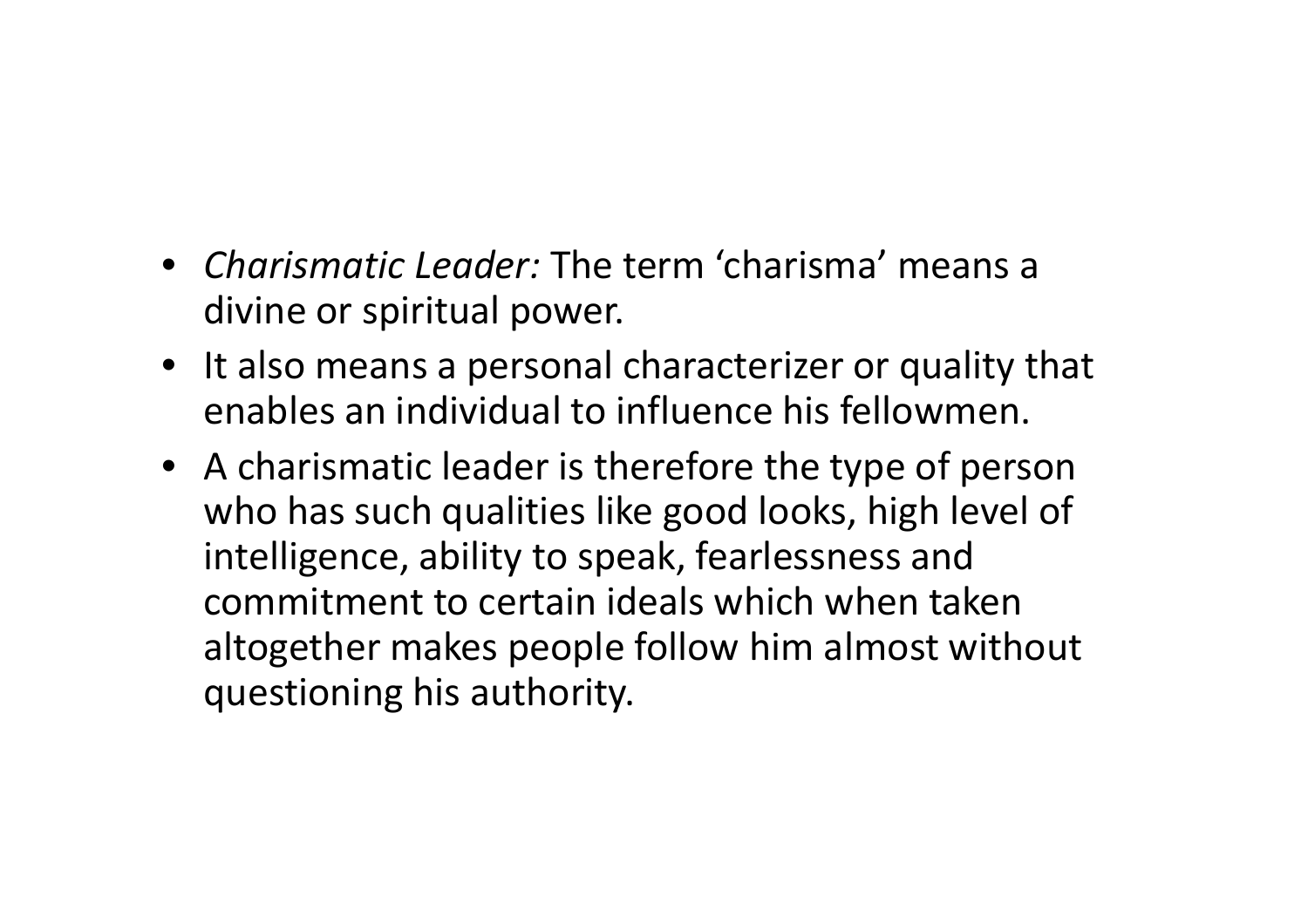- *Charismatic Leader:* The term 'charisma' means a divine or spiritual power.
- It also means a personal characterizer or quality that enables an individual to influence his fellowmen.
- A charismatic leader is therefore the type of person who has such qualities like good looks, high level of intelligence, ability to speak, fearlessness and commitment to certain ideals which when taken altogether makes people follow him almost without questioning his authority.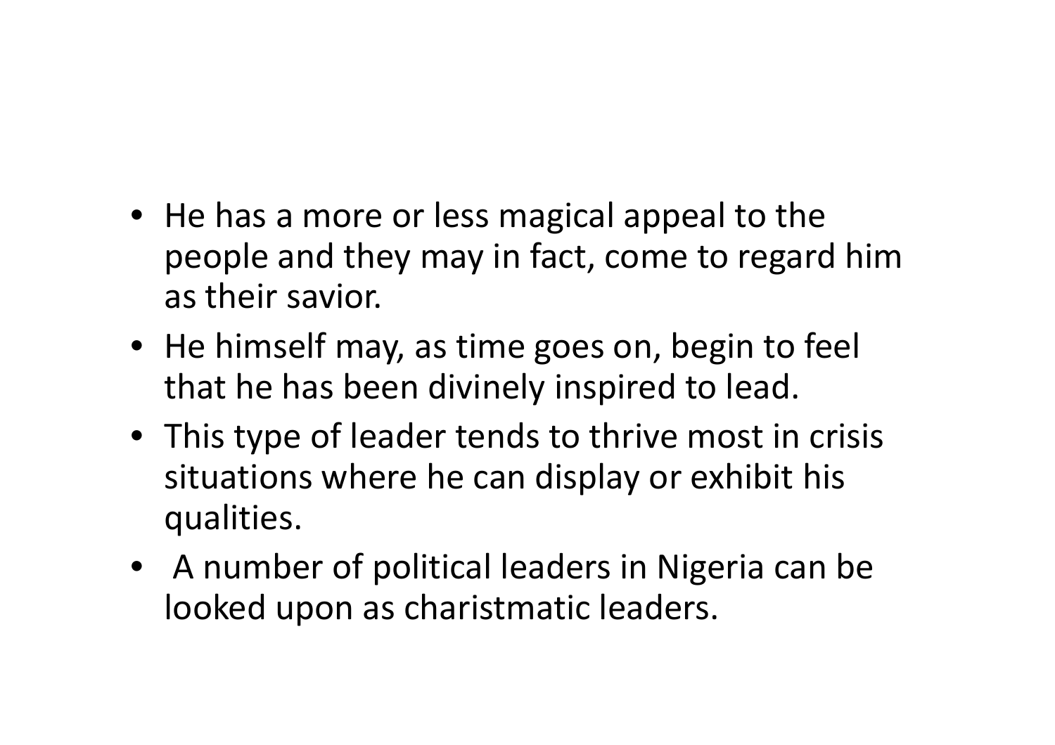- He has a more or less magical appeal to the people and they may in fact, come to regard him as their savior.
- He himself may, as time goes on, begin to feel that he has been divinely inspired to lead.
- This type of leader tends to thrive most in crisis situations where he can display or exhibit his qualities.
- A number of political leaders in Nigeria can be looked upon as charistmatic leaders.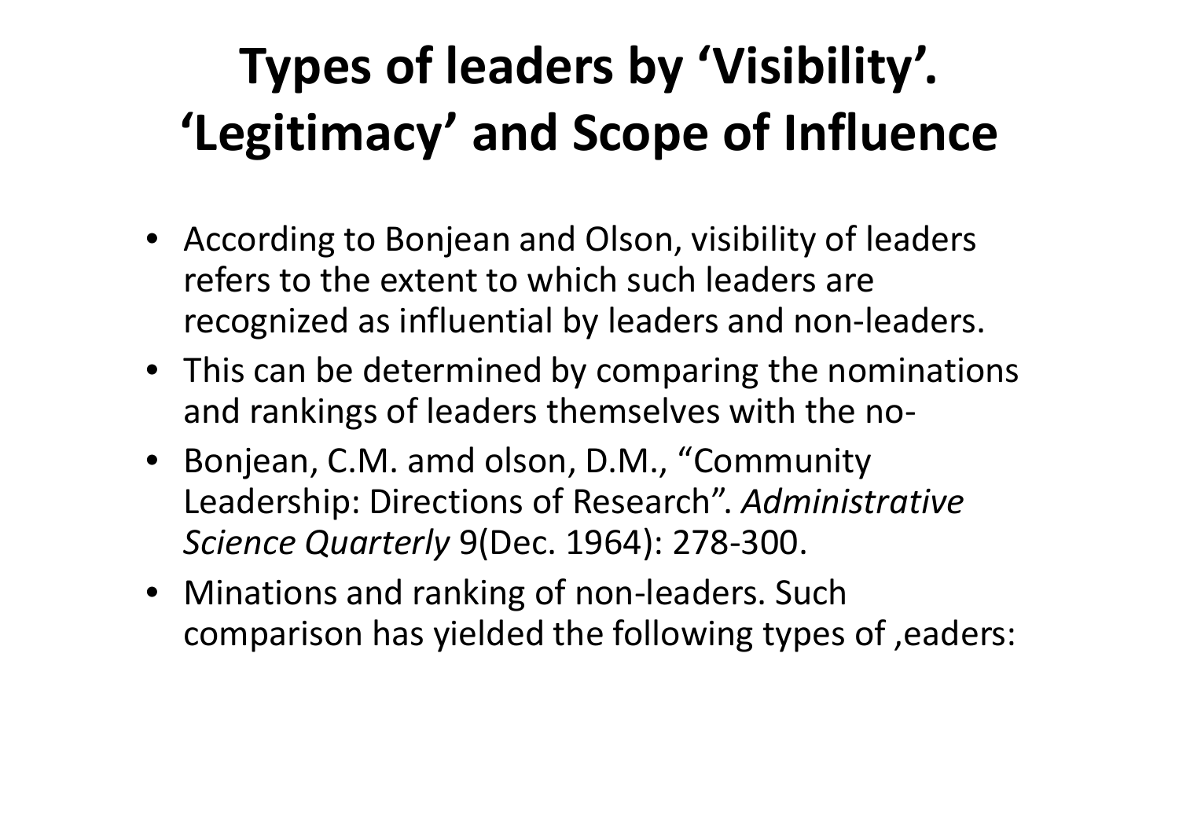# Types of leaders by 'Visibility'. 'Legitimacy' and Scope of Influence

- According to Bonjean and Olson, visibility of leaders refers to the extent to which such leaders are recognized as influential by leaders and non-leaders.
- This can be determined by comparing the nominations and rankings of leaders themselves with the no-
- Bonjean, C.M. amd olson, D.M., "Community Leadership: Directions of Research". *Administrative Science Quarterly* 9(Dec. 1964): 278-300.
- Minations and ranking of non-leaders. Such comparison has yielded the following types of ,eaders: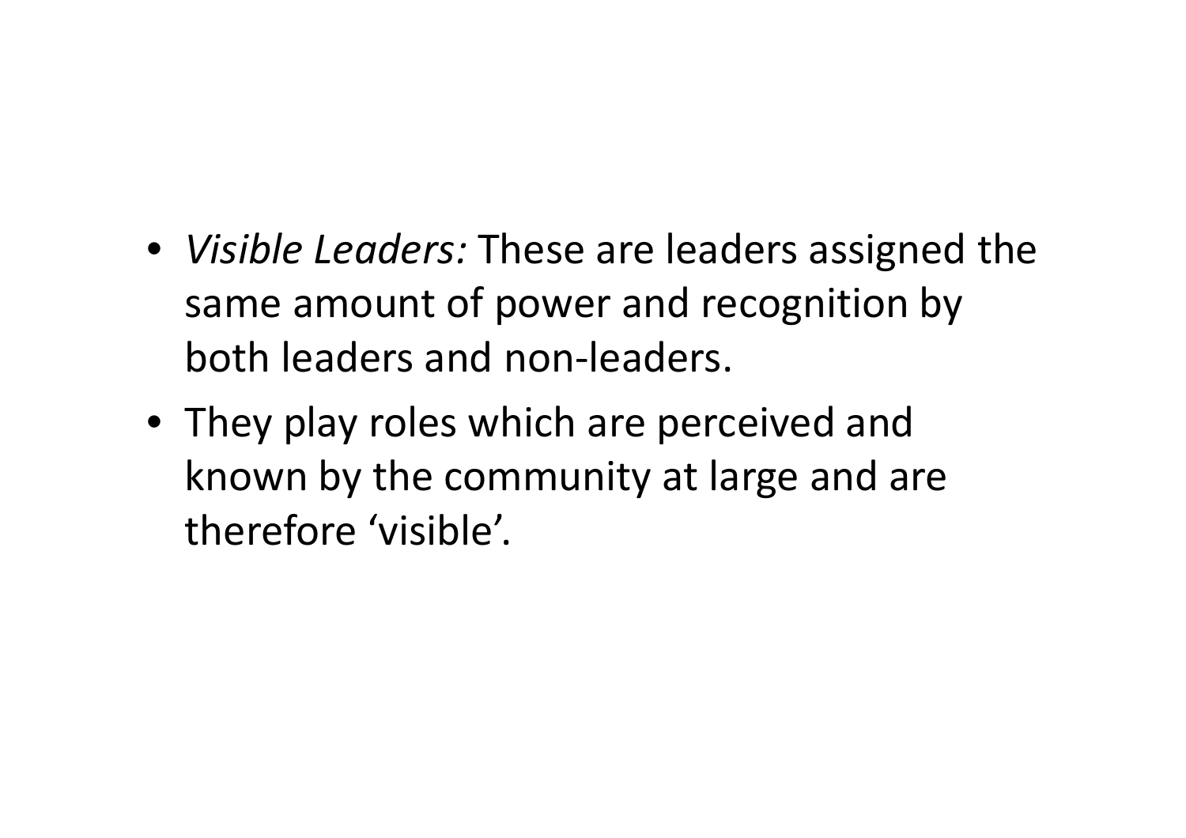- *Visible Leaders:* These are leaders assigned the same amount of power and recognition by both leaders and non-leaders.
- They play roles which are perceived and known by the community at large and are therefore ‘visible’.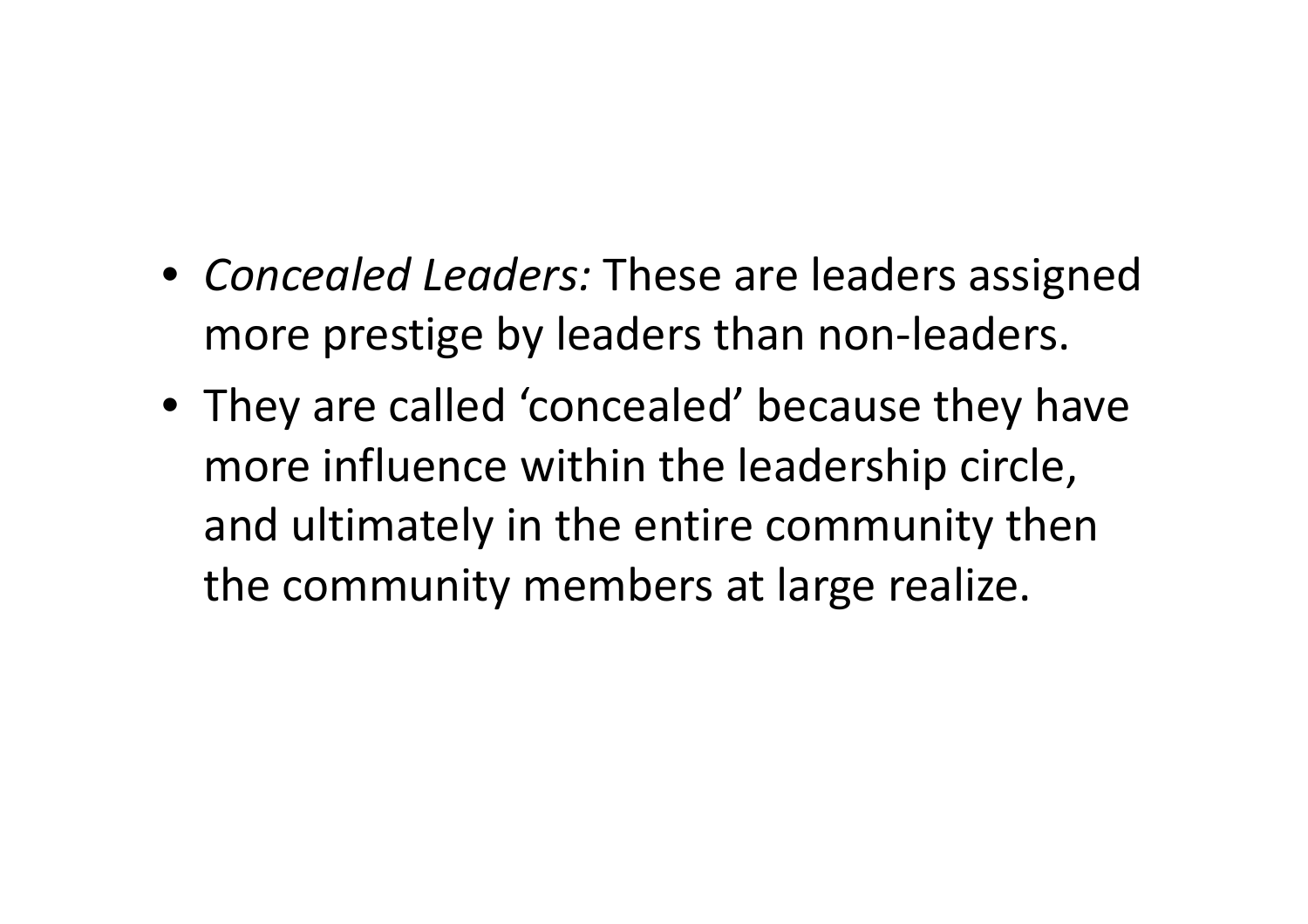- *Concealed Leaders:* These are leaders assigned more prestige by leaders than non-leaders.
- They are called ‘concealed’ because they have more influence within the leadership circle, and ultimately in the entire community then the community members at large realize.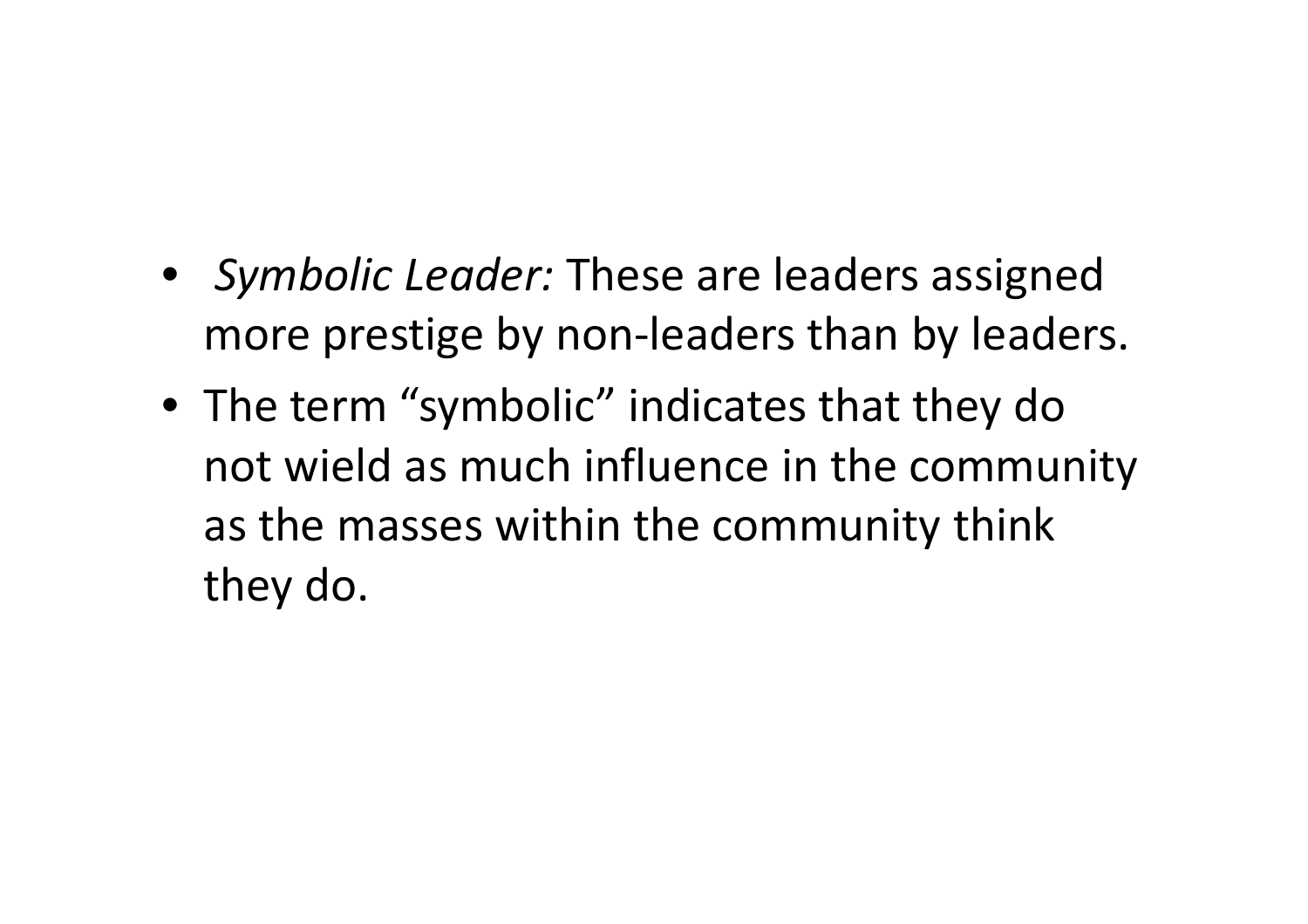- *Symbolic Leader:* These are leaders assigned more prestige by non-leaders than by leaders.
- The term “symbolic” indicates that they do not wield as much influence in the community as the masses within the community think they do.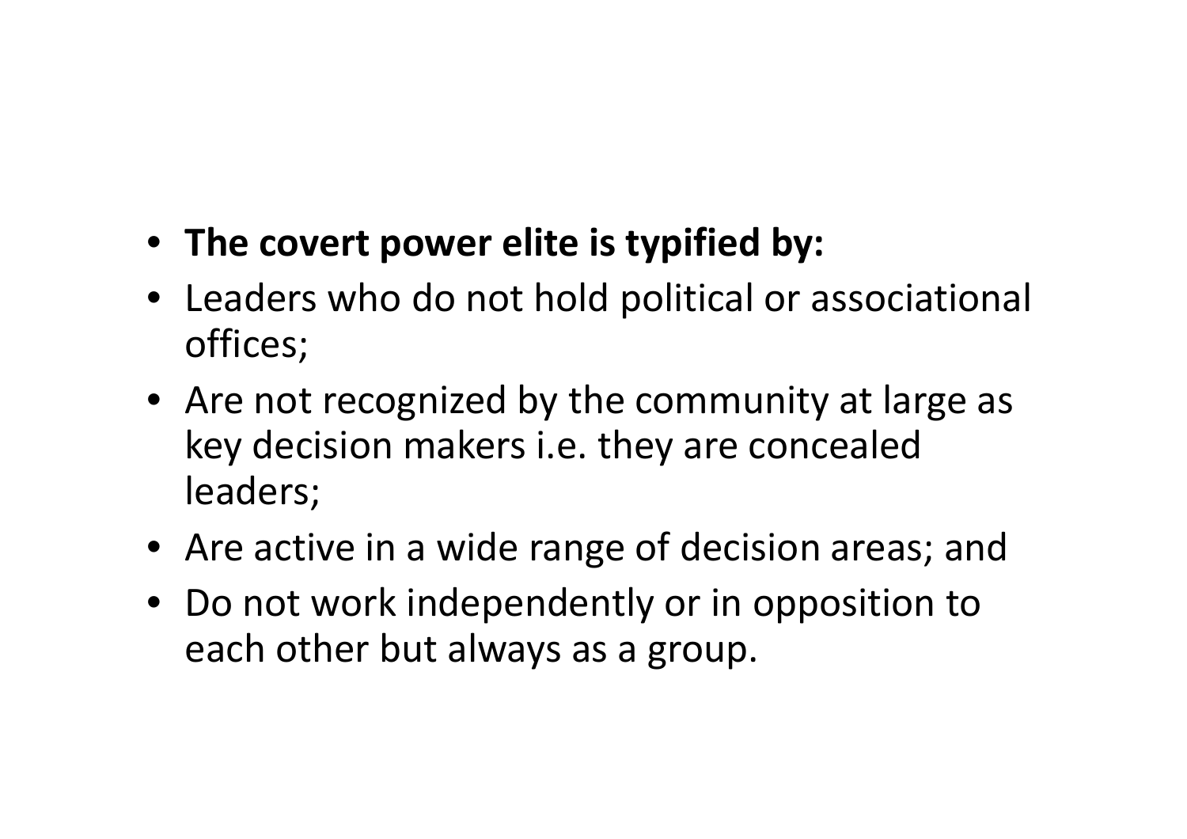- **The covert power elite is typified by:**
- Leaders who do not hold political or associational offices;
- Are not recognized by the community at large as key decision makers i.e. they are concealed leaders;
- Are active in a wide range of decision areas; and
- Do not work independently or in opposition to each other but always as a group.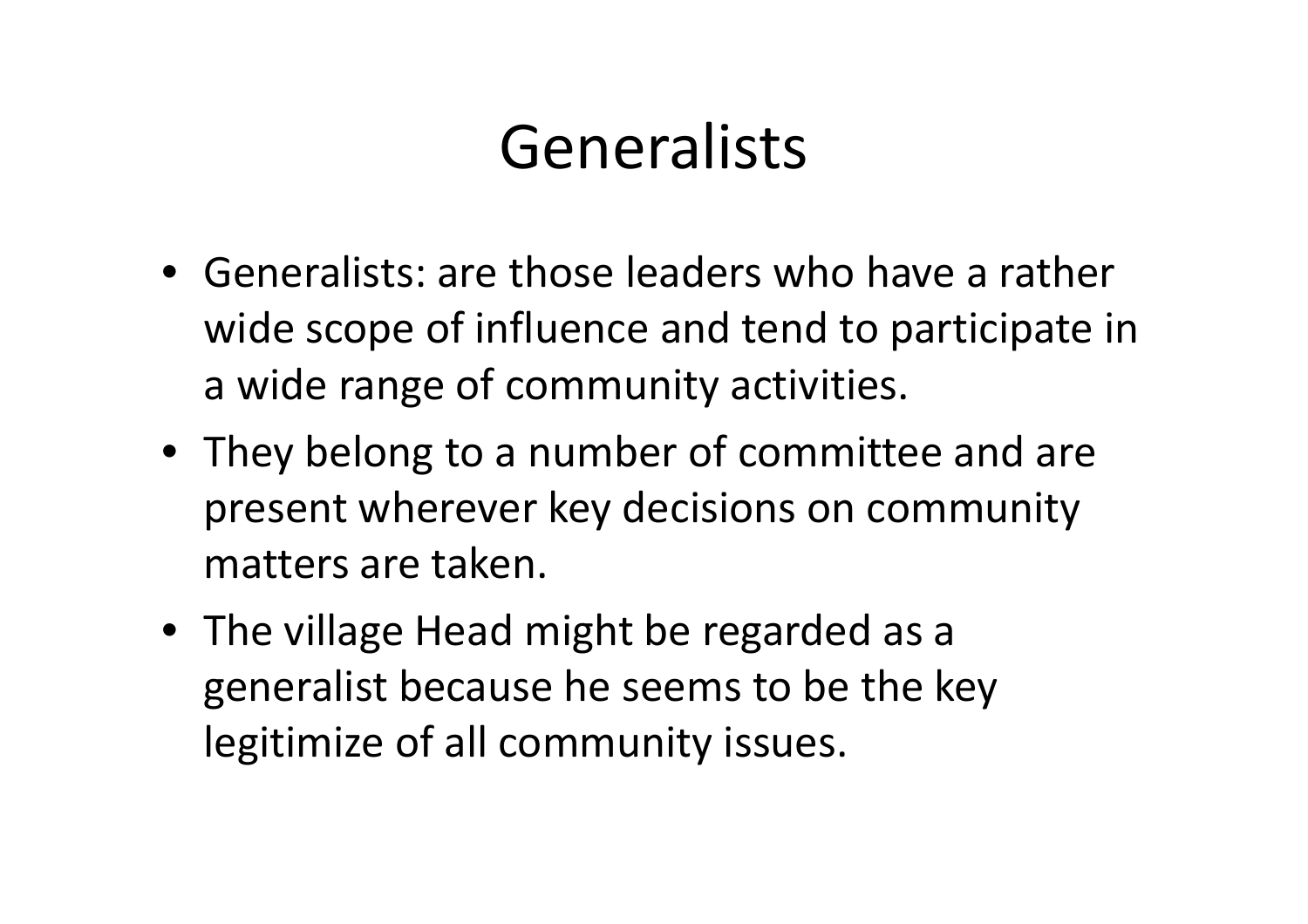# Generalists

- Generalists: are those leaders who have a rather wide scope of influence and tend to participate in a wide range of community activities.
- They belong to a number of committee and are present wherever key decisions on community matters are taken.
- The village Head might be regarded as a generalist because he seems to be the key legitimize of all community issues.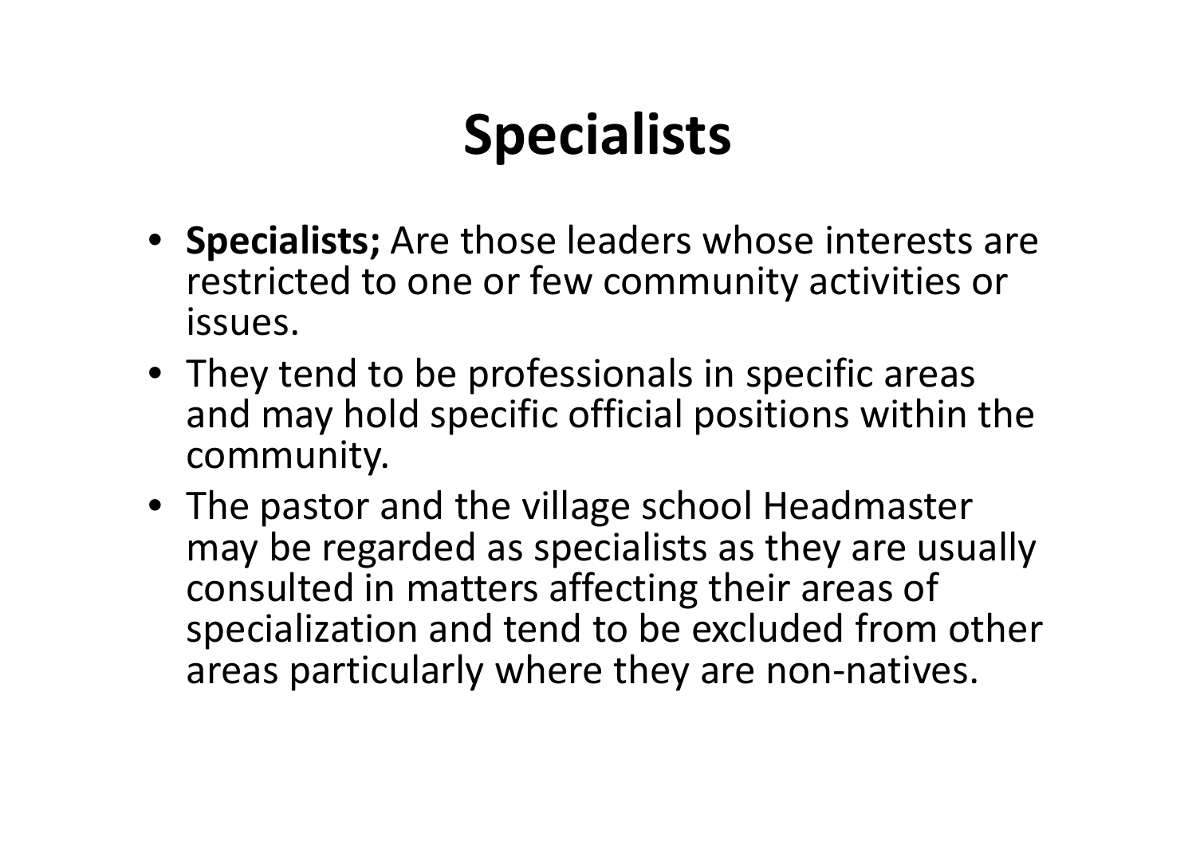# Specialists

- **Specialists;** Are those leaders whose interests are restricted to one or few community activities or issues.
- They tend to be professionals in specific areas and may hold specific official positions within the community.
- The pastor and the village school Headmaster may be regarded as specialists as they are usually consulted in matters affecting their areas of specialization and tend to be excluded from other areas particularly where they are non-natives.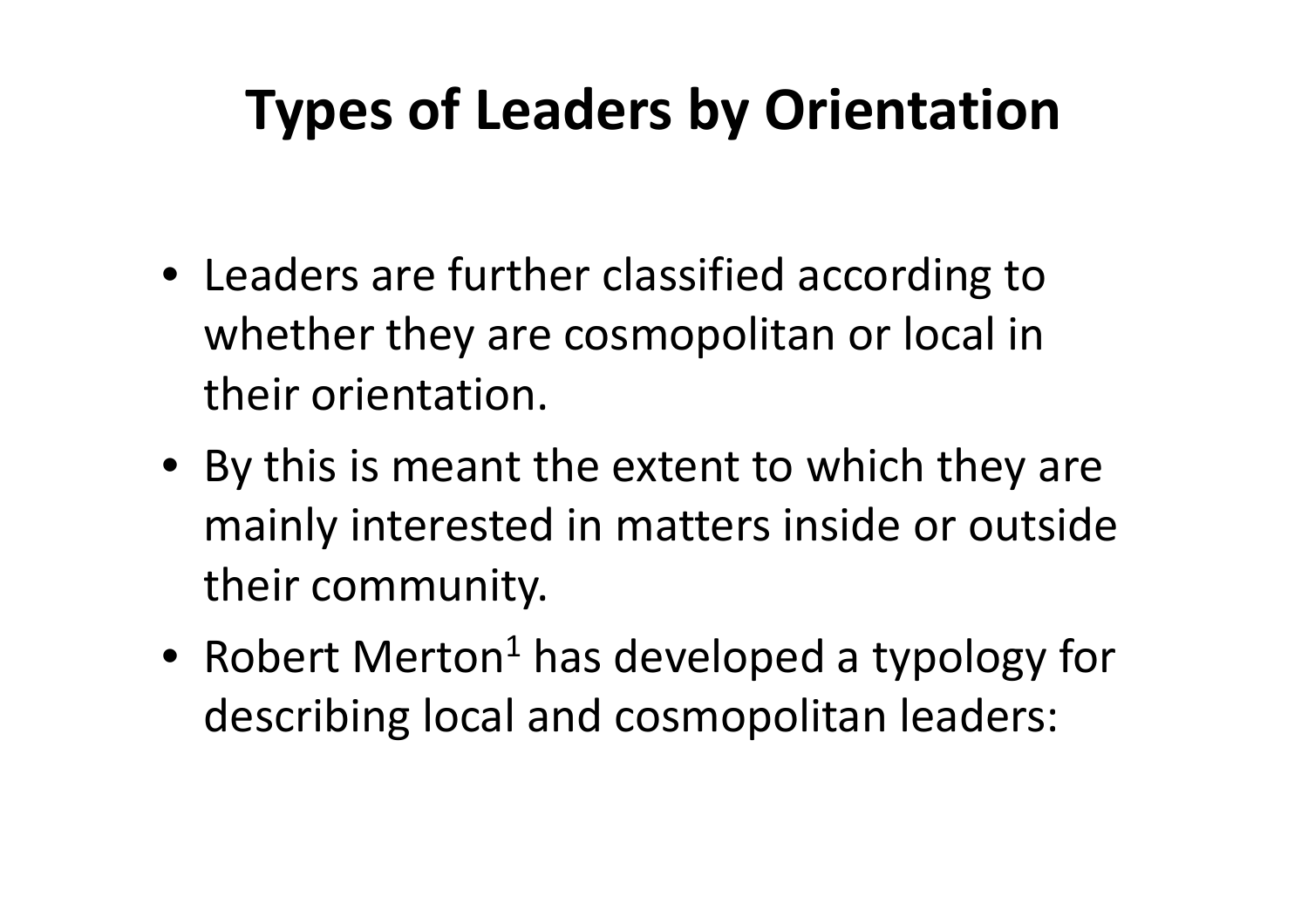# Types of Leaders by Orientation

- Leaders are further classified according to whether they are cosmopolitan or local in their orientation.
- By this is meant the extent to which they are mainly interested in matters inside or outside their community.
- Robert Merton[1] has developed a typology for describing local and cosmopolitan leaders: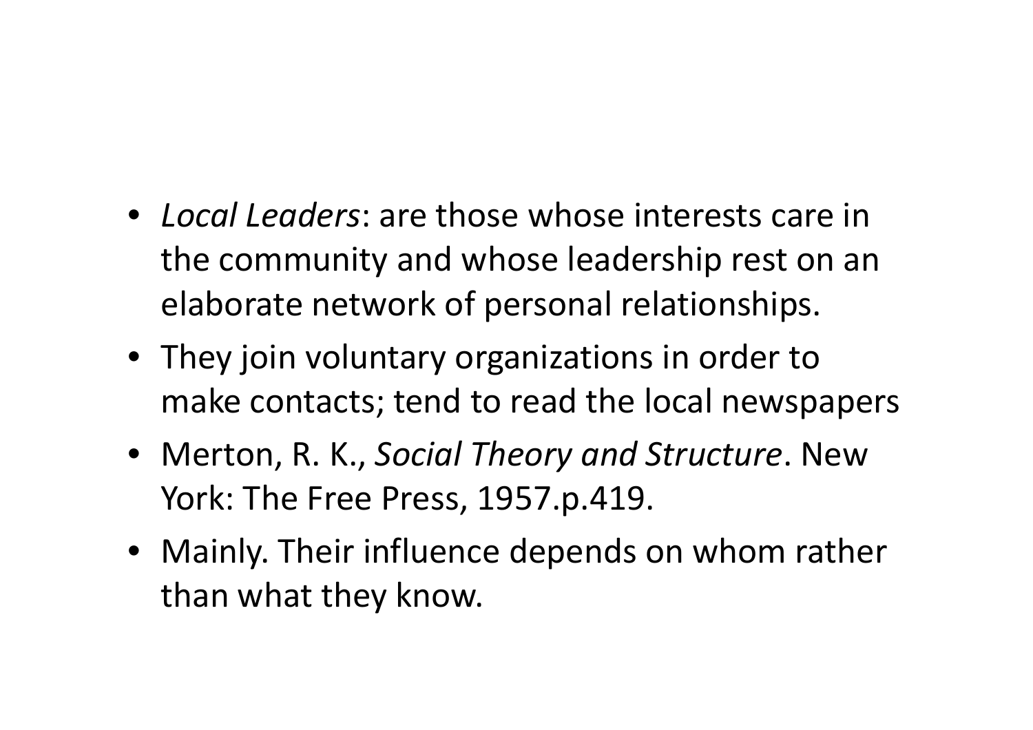- *Local Leaders*: are those whose interests care in the community and whose leadership rest on an elaborate network of personal relationships.
- They join voluntary organizations in order to make contacts; tend to read the local newspapers
- Merton, R. K., *Social Theory and Structure*. New York: The Free Press, 1957.p.419.
- Mainly. Their influence depends on whom rather than what they know.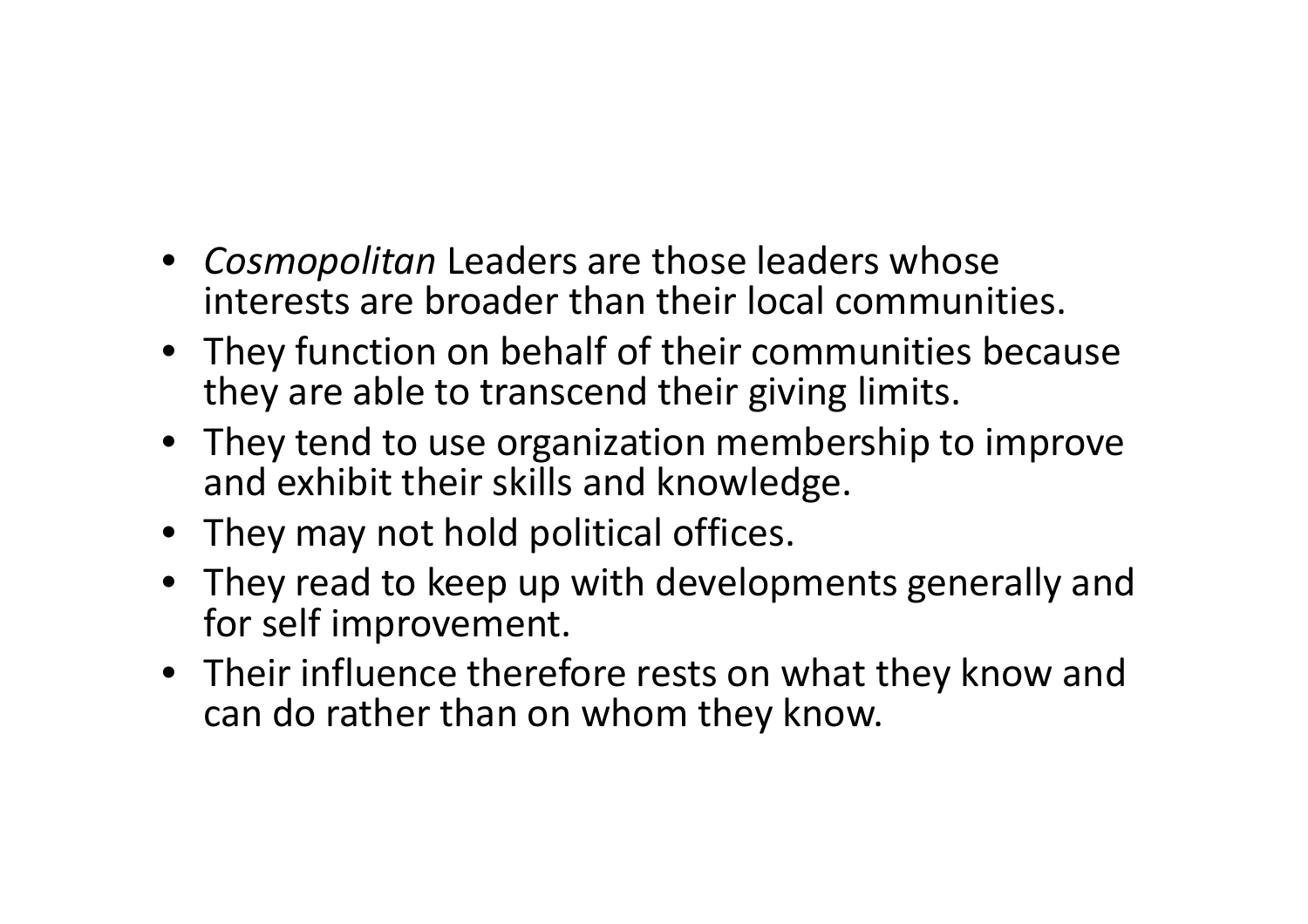- *Cosmopolitan* Leaders are those leaders whose interests are broader than their local communities.
- They function on behalf of their communities because they are able to transcend their giving limits.
- They tend to use organization membership to improve and exhibit their skills and knowledge.
- They may not hold political offices.
- They read to keep up with developments generally and for self improvement.
- Their influence therefore rests on what they know and can do rather than on whom they know.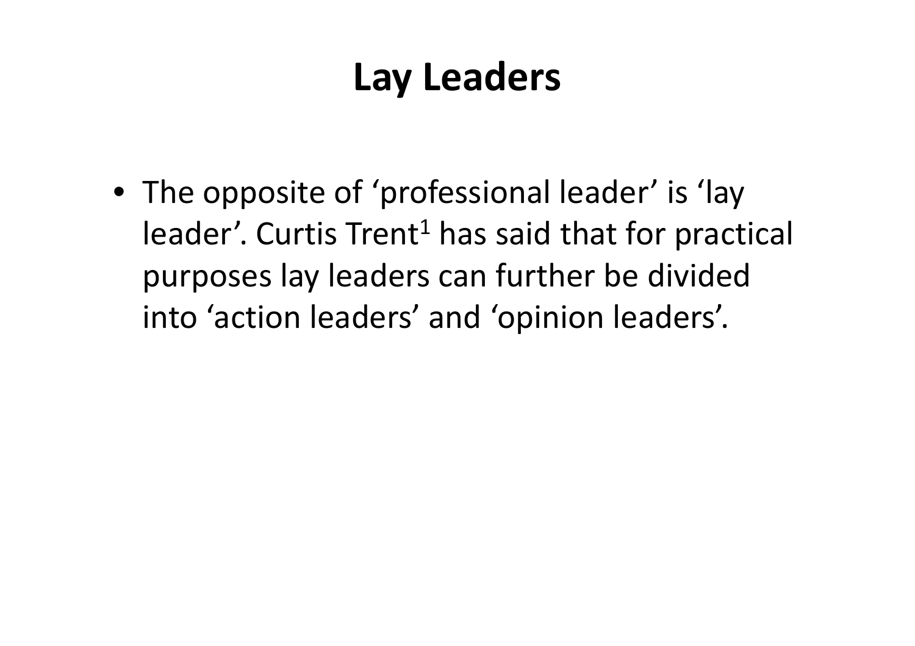# Lay Leaders

- The opposite of ‘professional leader’ is ‘lay leader’. Curtis Trent[1] has said that for practical purposes lay leaders can further be divided into ‘action leaders’ and ‘opinion leaders’.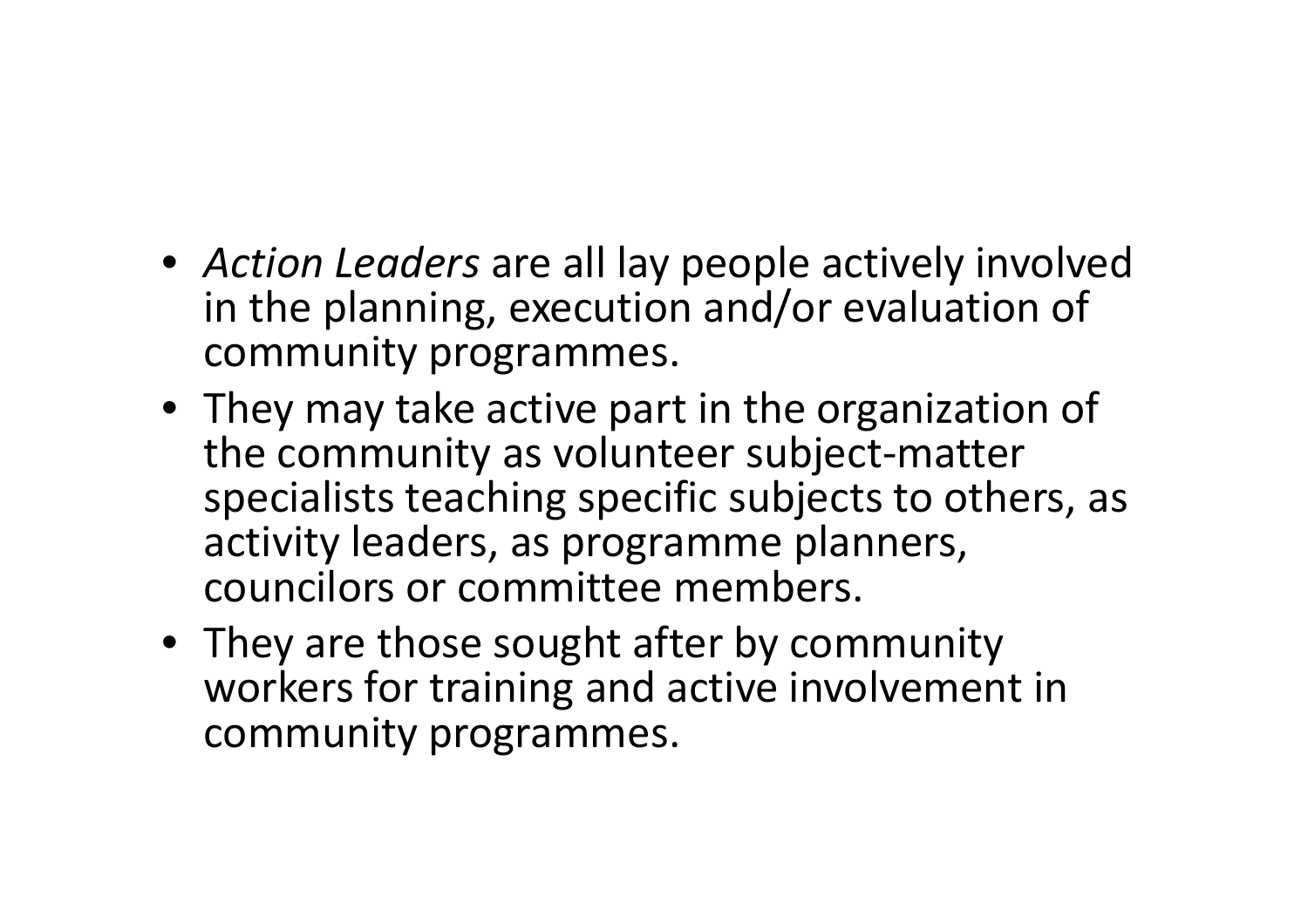- *Action Leaders* are all lay people actively involved in the planning, execution and/or evaluation of community programmes.
- They may take active part in the organization of the community as volunteer subject-matter specialists teaching specific subjects to others, as activity leaders, as programme planners, councilors or committee members.
- They are those sought after by community workers for training and active involvement in community programmes.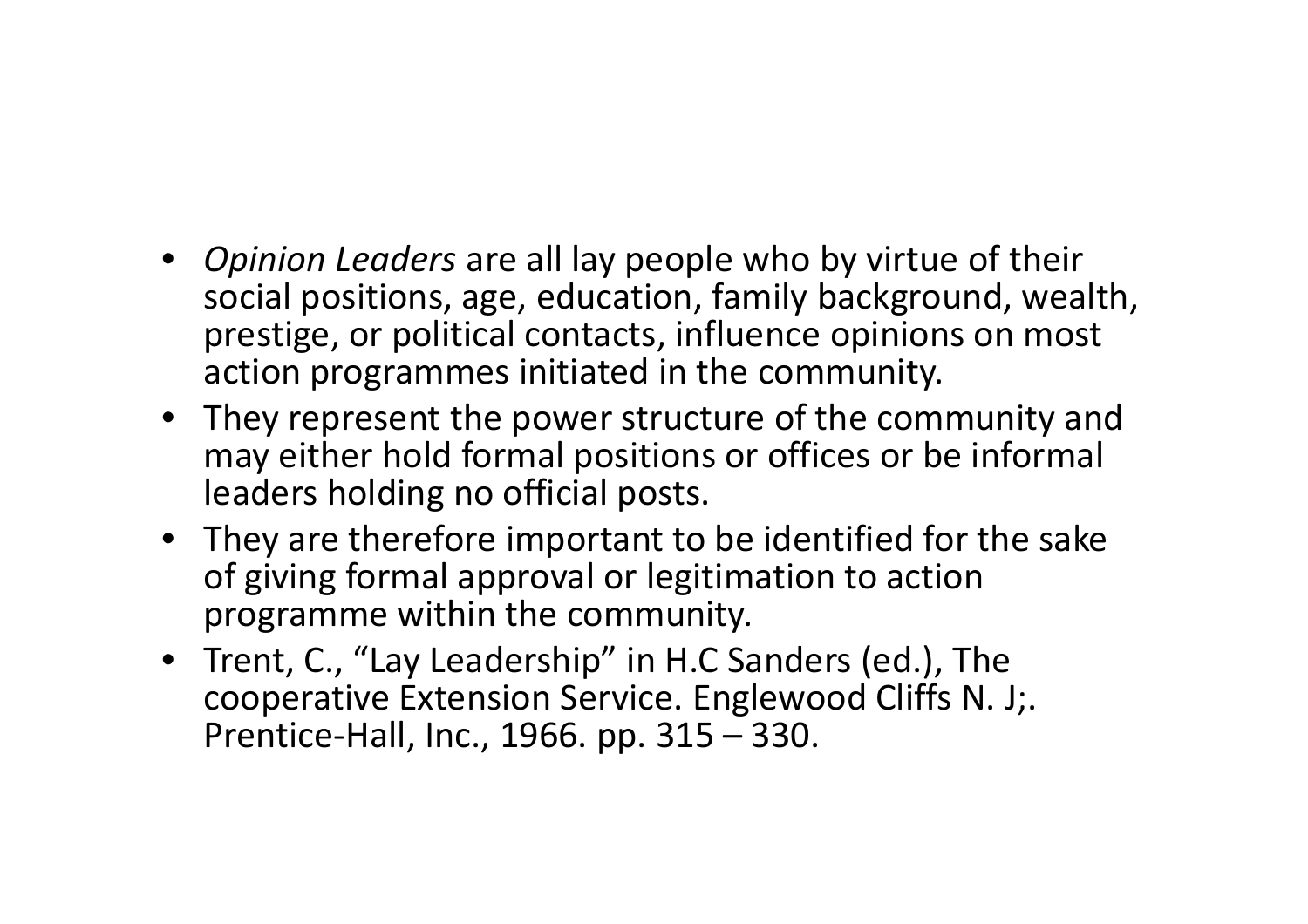- *Opinion Leaders* are all lay people who by virtue of their social positions, age, education, family background, wealth, prestige, or political contacts, influence opinions on most action programmes initiated in the community.
- They represent the power structure of the community and may either hold formal positions or offices or be informal leaders holding no official posts.
- They are therefore important to be identified for the sake of giving formal approval or legitimation to action programme within the community.
- Trent, C., “Lay Leadership” in H.C Sanders (ed.), The cooperative Extension Service. Englewood Cliffs N. J;. Prentice-Hall, Inc., 1966. pp. 315 – 330.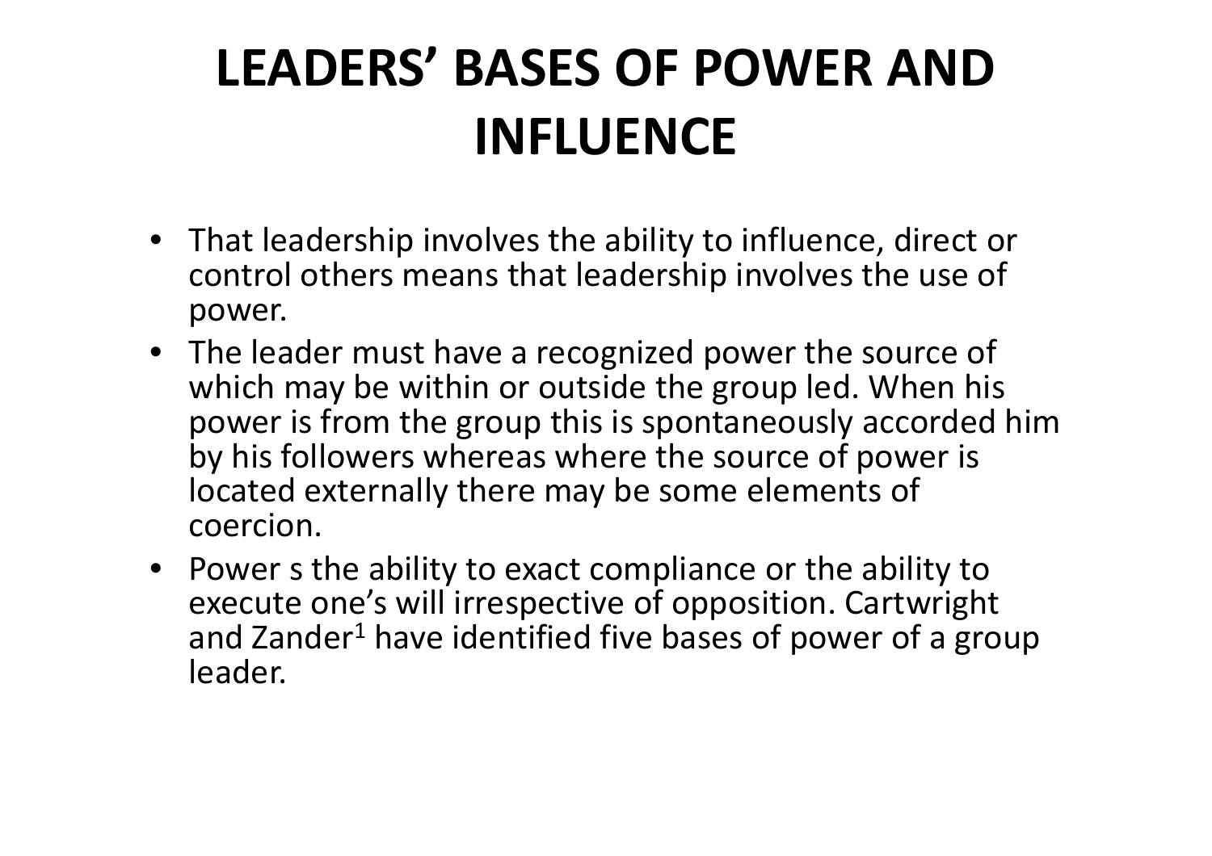# LEADERS' BASES OF POWER AND INFLUENCE

- That leadership involves the ability to influence, direct or control others means that leadership involves the use of power.
- The leader must have a recognized power the source of which may be within or outside the group led. When his power is from the group this is spontaneously accorded him by his followers whereas where the source of power is located externally there may be some elements of coercion.
- Power s the ability to exact compliance or the ability to execute one's will irrespective of opposition. Cartwright and Zander[1] have identified five bases of power of a group leader.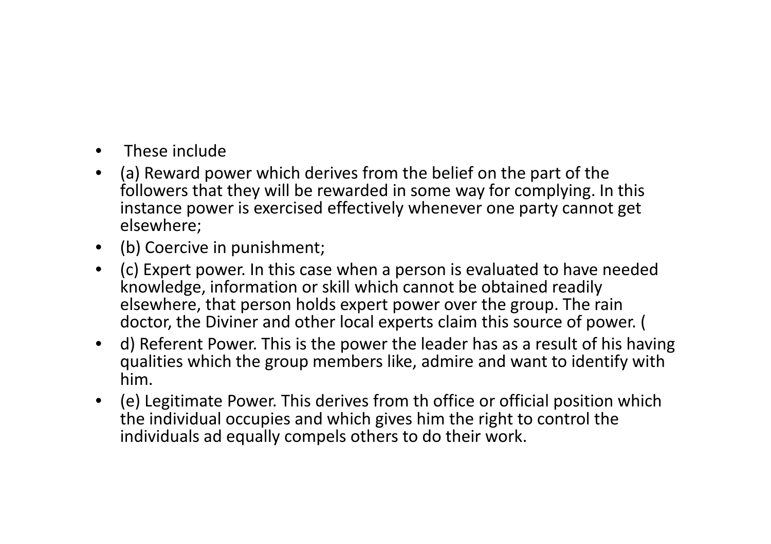- These include
- (a) Reward power which derives from the belief on the part of the followers that they will be rewarded in some way for complying. In this instance power is exercised effectively whenever one party cannot get elsewhere;
- (b) Coercive in punishment;
- (c) Expert power. In this case when a person is evaluated to have needed knowledge, information or skill which cannot be obtained readily elsewhere, that person holds expert power over the group. The rain doctor, the Diviner and other local experts claim this source of power. (
- d) Referent Power. This is the power the leader has as a result of his having qualities which the group members like, admire and want to identify with him.
- (e) Legitimate Power. This derives from th office or official position which the individual occupies and which gives him the right to control the individuals ad equally compels others to do their work.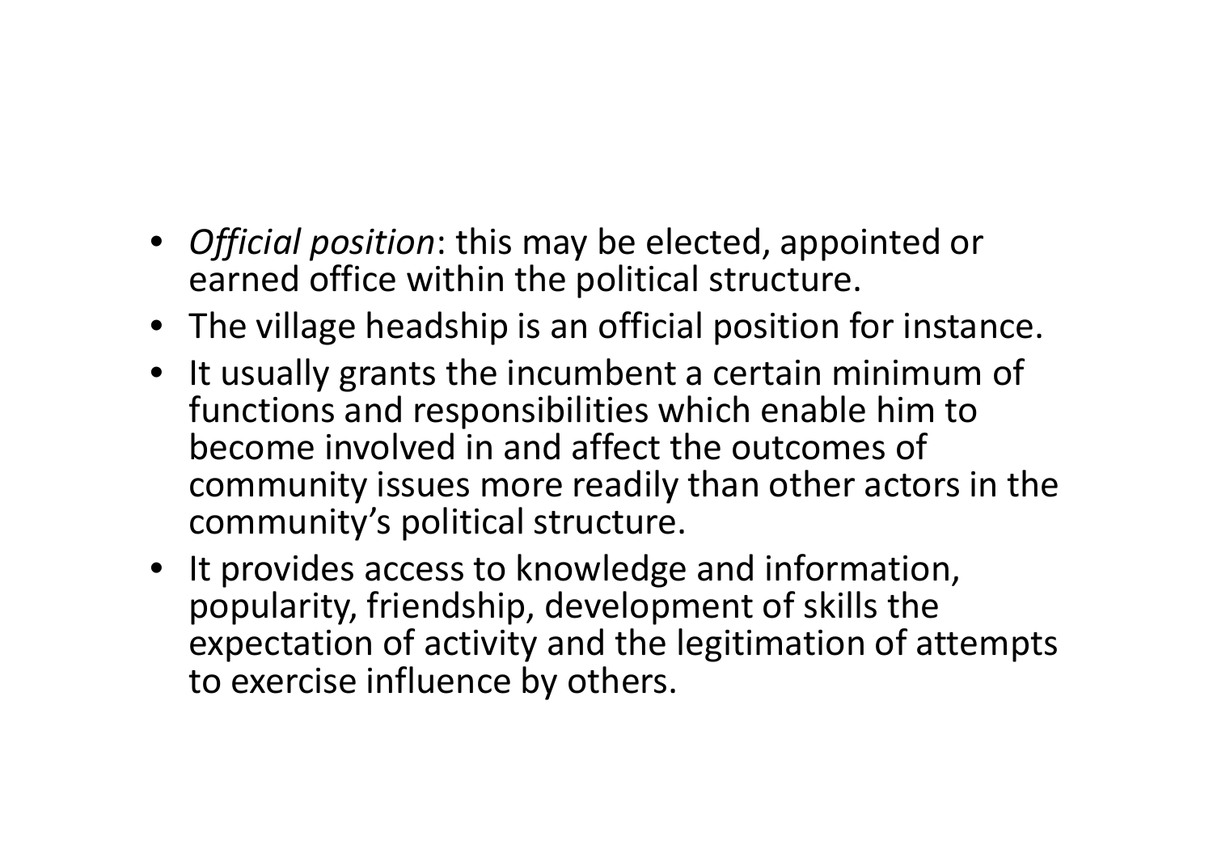- *Official position*: this may be elected, appointed or earned office within the political structure.
- The village headship is an official position for instance.
- It usually grants the incumbent a certain minimum of functions and responsibilities which enable him to become involved in and affect the outcomes of community issues more readily than other actors in the community's political structure.
- It provides access to knowledge and information, popularity, friendship, development of skills the expectation of activity and the legitimation of attempts to exercise influence by others.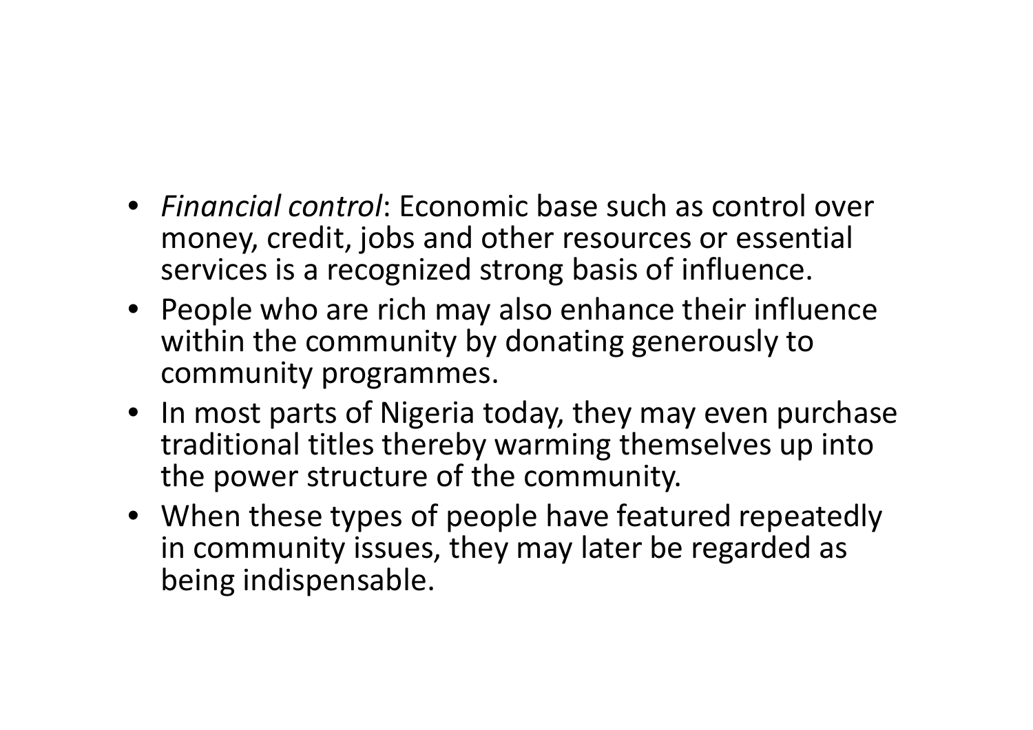- *Financial control*: Economic base such as control over money, credit, jobs and other resources or essential services is a recognized strong basis of influence.
- People who are rich may also enhance their influence within the community by donating generously to community programmes.
- In most parts of Nigeria today, they may even purchase traditional titles thereby warming themselves up into the power structure of the community.
- When these types of people have featured repeatedly in community issues, they may later be regarded as being indispensable.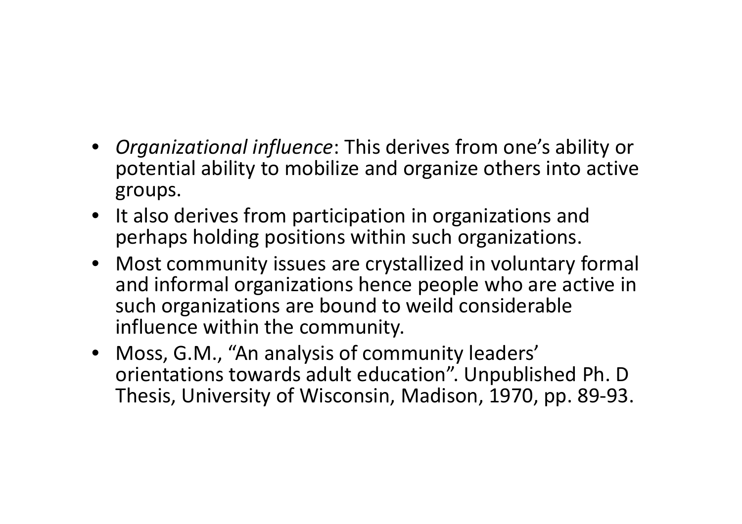- *Organizational influence*: This derives from one's ability or potential ability to mobilize and organize others into active groups.
- It also derives from participation in organizations and perhaps holding positions within such organizations.
- Most community issues are crystallized in voluntary formal and informal organizations hence people who are active in such organizations are bound to weild considerable influence within the community.
- Moss, G.M., "An analysis of community leaders' orientations towards adult education". Unpublished Ph. D Thesis, University of Wisconsin, Madison, 1970, pp. 89-93.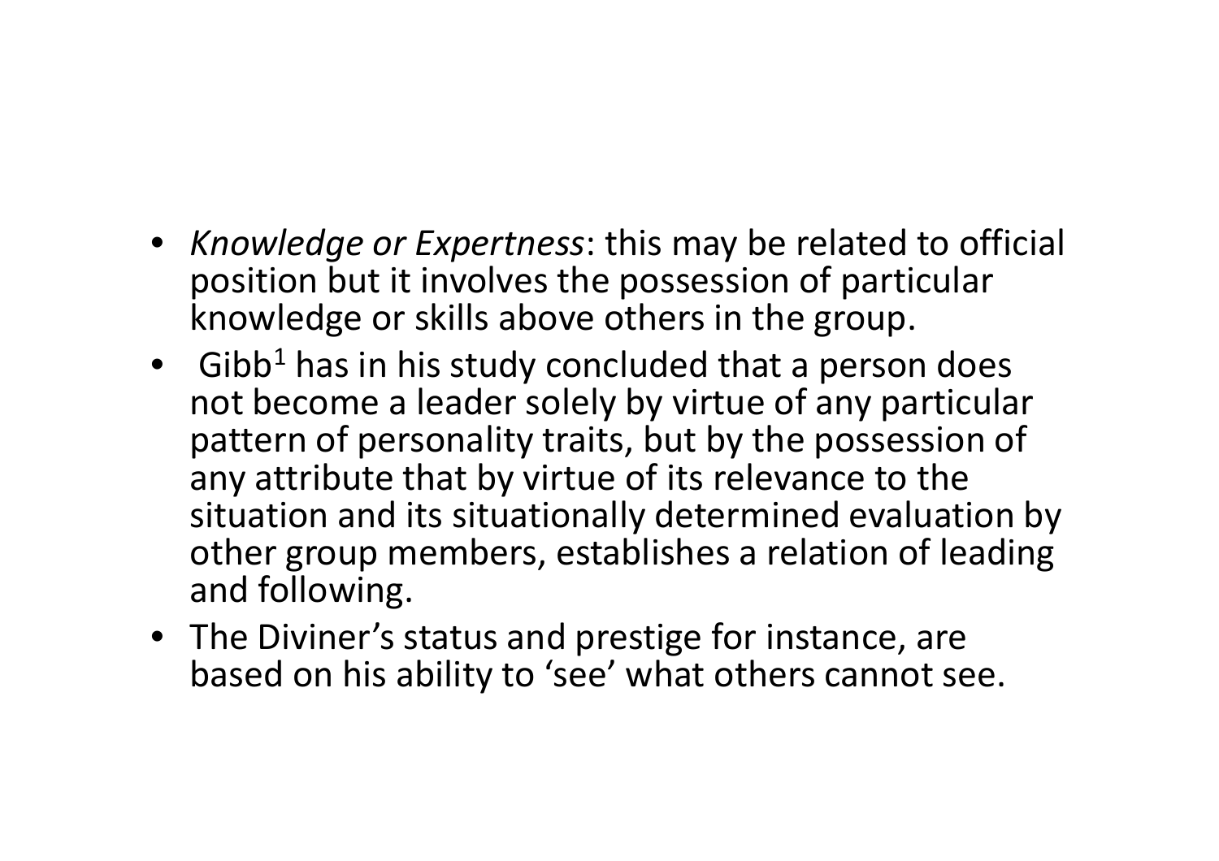- *Knowledge or Expertness*: this may be related to official position but it involves the possession of particular knowledge or skills above others in the group.
- Gibb[1] has in his study concluded that a person does not become a leader solely by virtue of any particular pattern of personality traits, but by the possession of any attribute that by virtue of its relevance to the situation and its situationally determined evaluation by other group members, establishes a relation of leading and following.
- The Diviner's status and prestige for instance, are based on his ability to 'see' what others cannot see.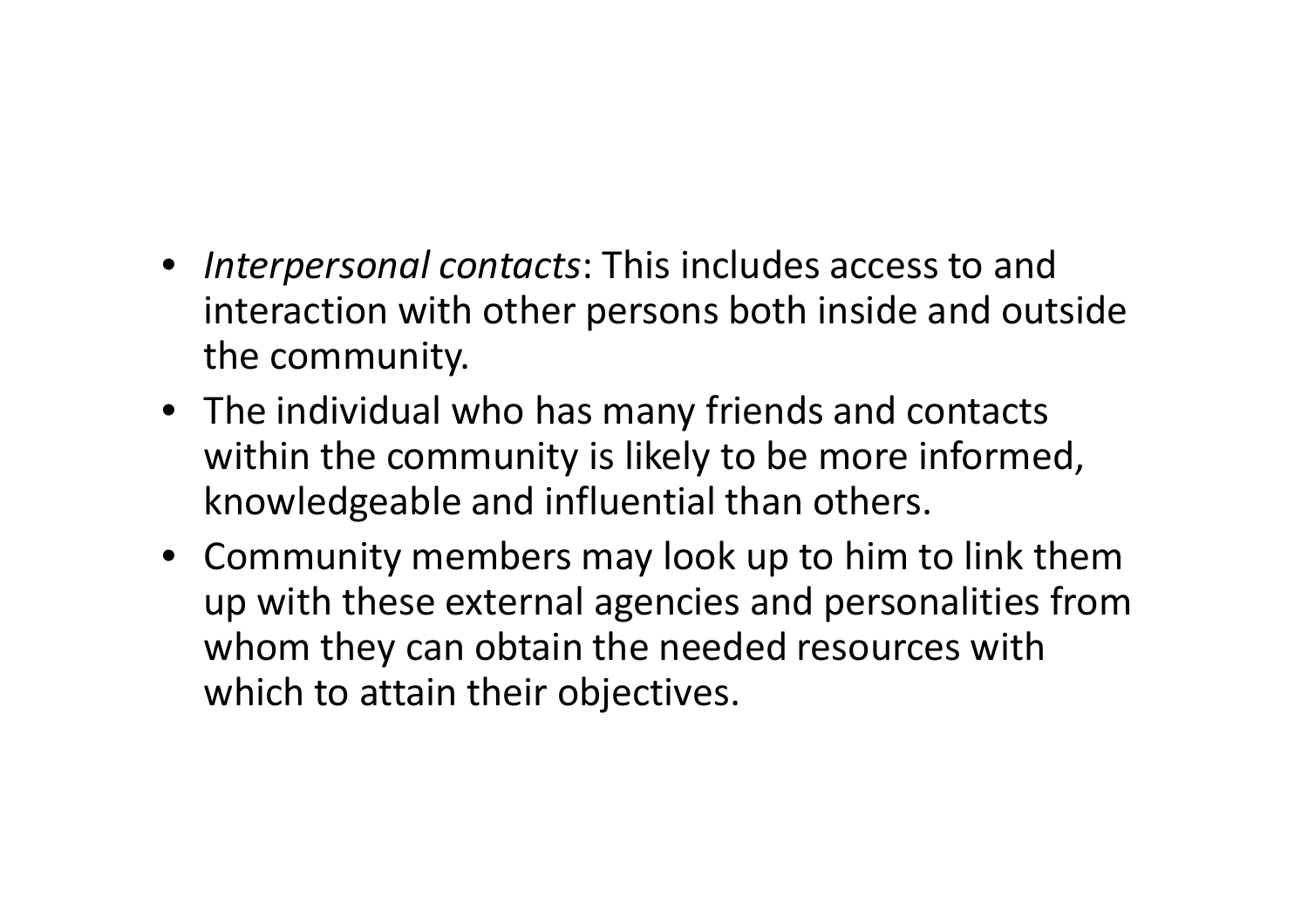- *Interpersonal contacts*: This includes access to and interaction with other persons both inside and outside the community.
- The individual who has many friends and contacts within the community is likely to be more informed, knowledgeable and influential than others.
- Community members may look up to him to link them up with these external agencies and personalities from whom they can obtain the needed resources with which to attain their objectives.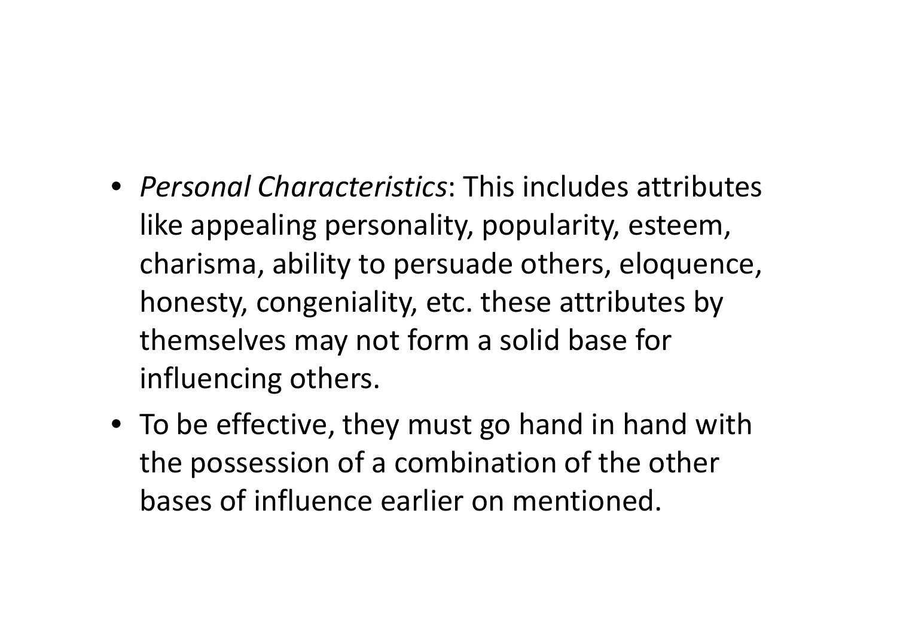- *Personal Characteristics*: This includes attributes like appealing personality, popularity, esteem, charisma, ability to persuade others, eloquence, honesty, congeniality, etc. these attributes by themselves may not form a solid base for influencing others.
- To be effective, they must go hand in hand with the possession of a combination of the other bases of influence earlier on mentioned.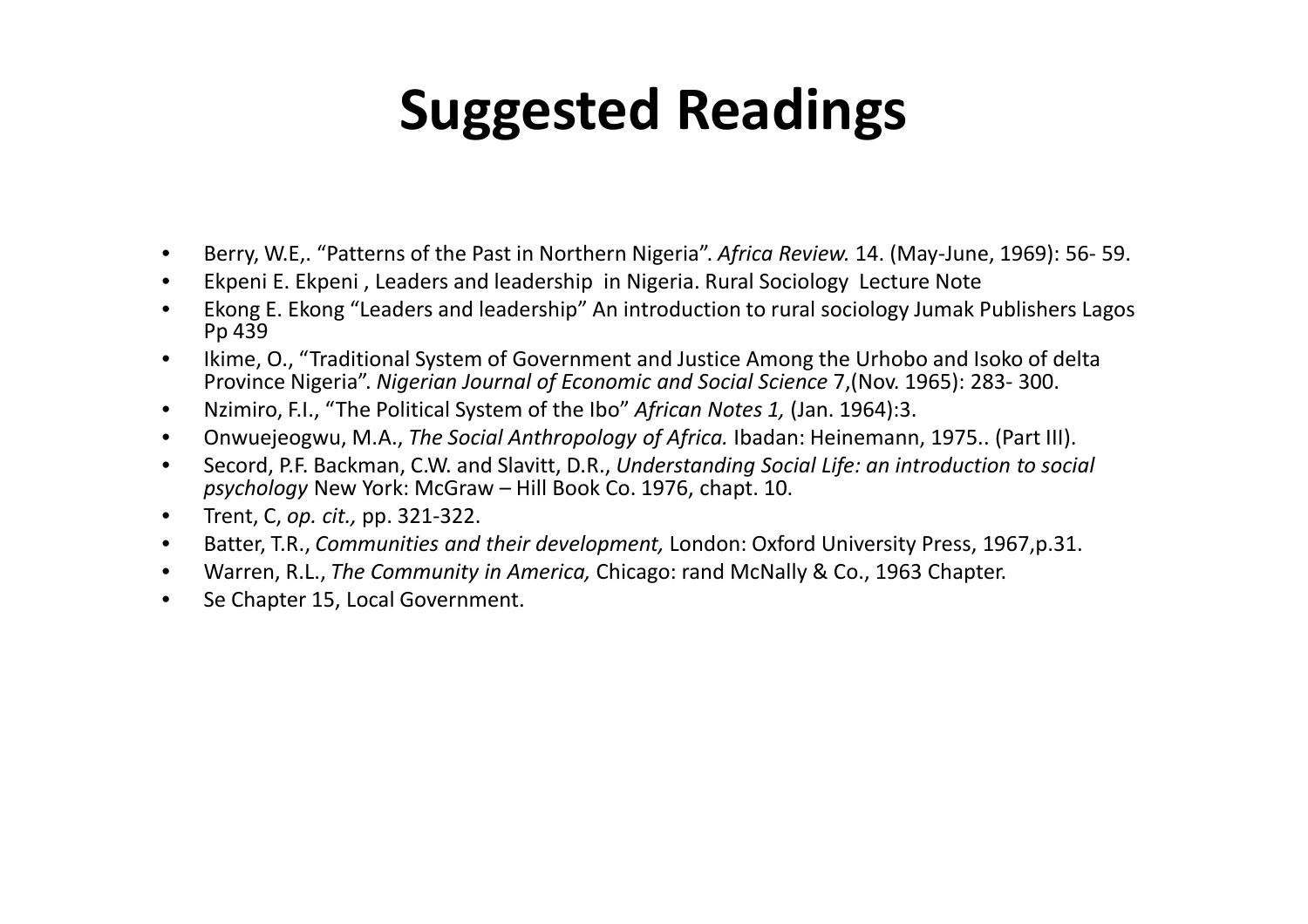# Suggested Readings

- Berry, W.E,. "Patterns of the Past in Northern Nigeria". *Africa Review.* 14. (May-June, 1969): 56- 59.
- Ekpeni E. Ekpeni , Leaders and leadership in Nigeria. Rural Sociology Lecture Note
- Ekong E. Ekong "Leaders and leadership" An introduction to rural sociology Jumak Publishers Lagos Pp 439
- Ikime, O., "Traditional System of Government and Justice Among the Urhobo and Isoko of delta Province Nigeria". *Nigerian Journal of Economic and Social Science* 7,(Nov. 1965): 283- 300.
- Nzimiro, F.I., "The Political System of the Ibo" *African Notes 1,* (Jan. 1964):3.
- Onwuejeogwu, M.A., *The Social Anthropology of Africa.* Ibadan: Heinemann, 1975.. (Part III).
- Secord, P.F. Backman, C.W. and Slavitt, D.R., *Understanding Social Life: an introduction to social psychology* New York: McGraw – Hill Book Co. 1976, chapt. 10.
- Trent, C, *op. cit.,* pp. 321-322.
- Batter, T.R., *Communities and their development,* London: Oxford University Press, 1967,p.31.
- Warren, R.L., *The Community in America,* Chicago: rand McNally & Co., 1963 Chapter.
- Se Chapter 15, Local Government.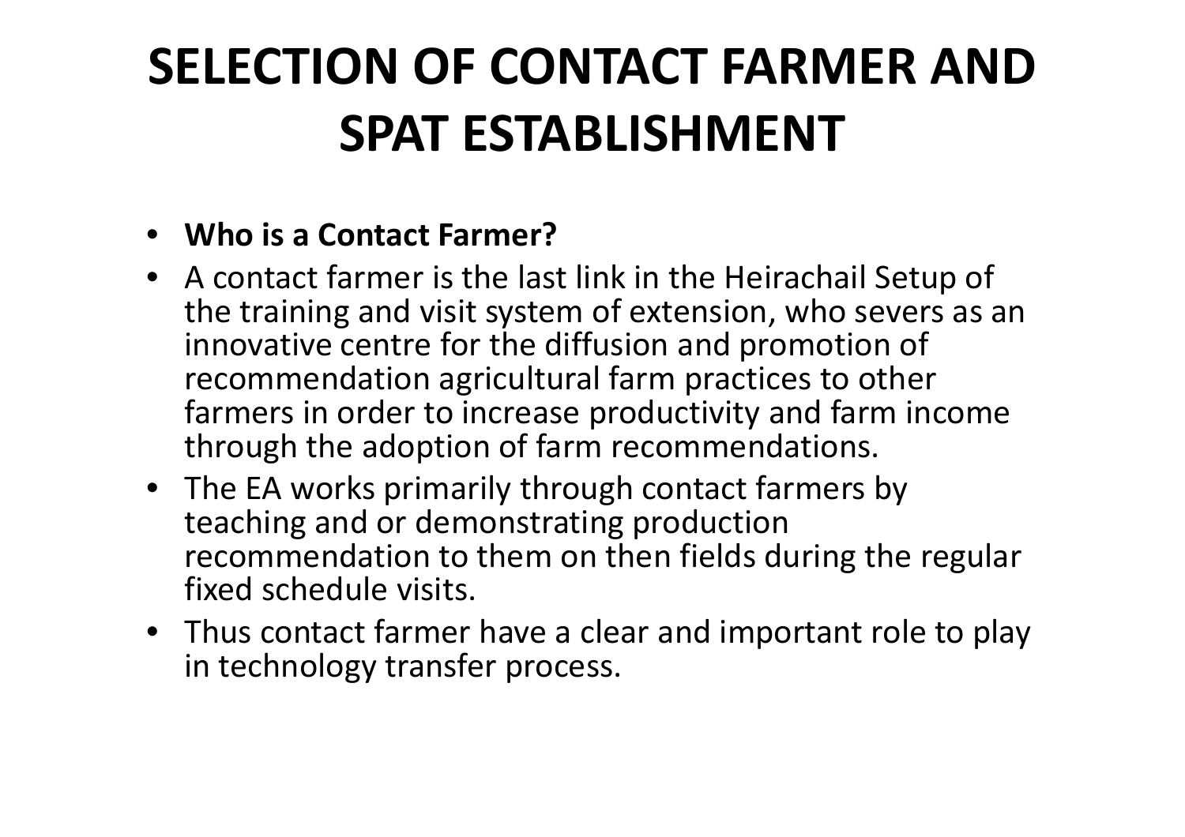# SELECTION OF CONTACT FARMER AND SPAT ESTABLISHMENT

- **Who is a Contact Farmer?**
- A contact farmer is the last link in the Heirachail Setup of the training and visit system of extension, who severs as an innovative centre for the diffusion and promotion of recommendation agricultural farm practices to other farmers in order to increase productivity and farm income through the adoption of farm recommendations.
- The EA works primarily through contact farmers by teaching and or demonstrating production recommendation to them on then fields during the regular fixed schedule visits.
- Thus contact farmer have a clear and important role to play in technology transfer process.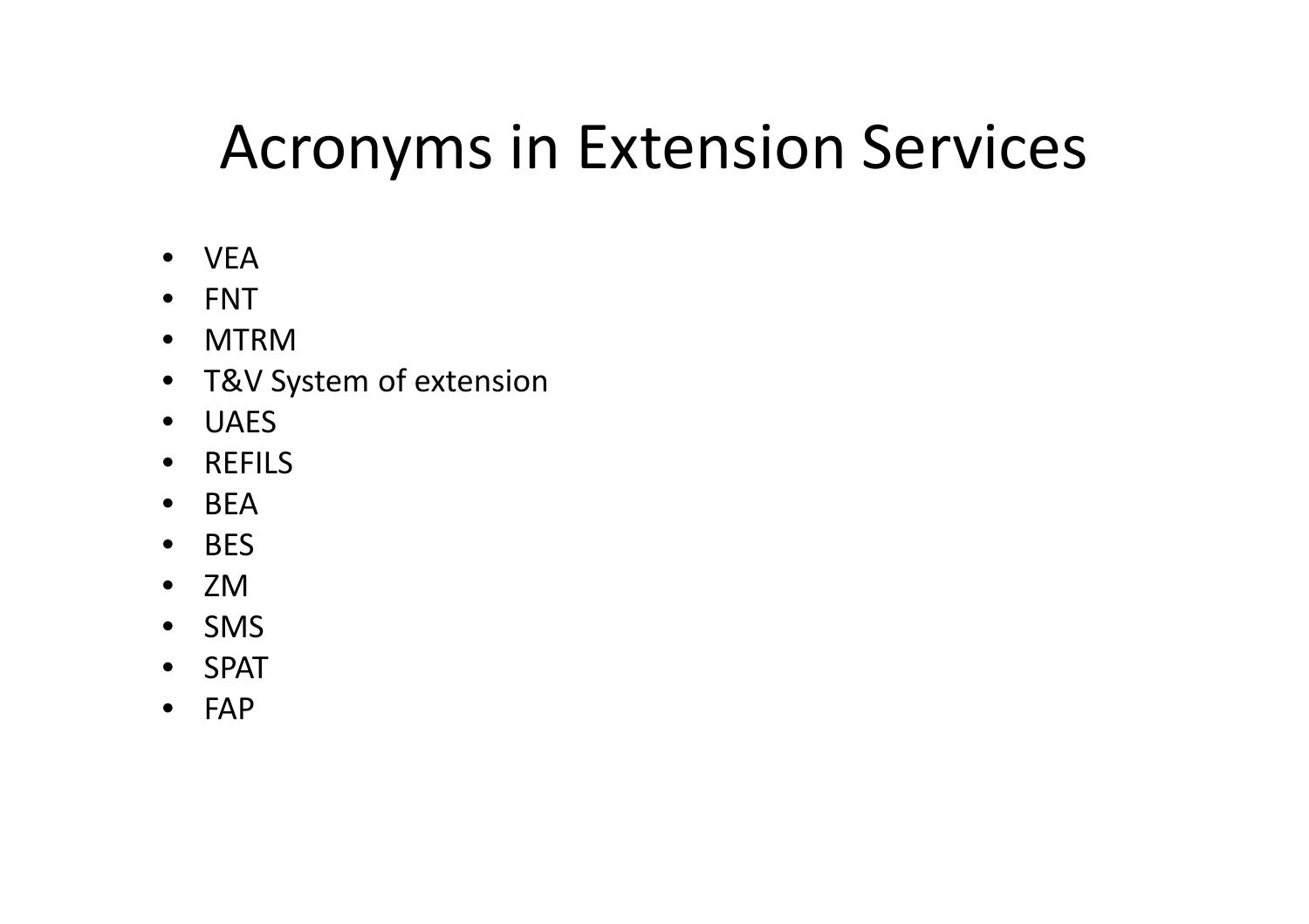# Acronyms in Extension Services

- VEA
- FNT
- MTRM
- T&V System of extension
- UAES
- REFILS
- BEA
- BES
- ZM
- SMS
- SPAT
- FAP